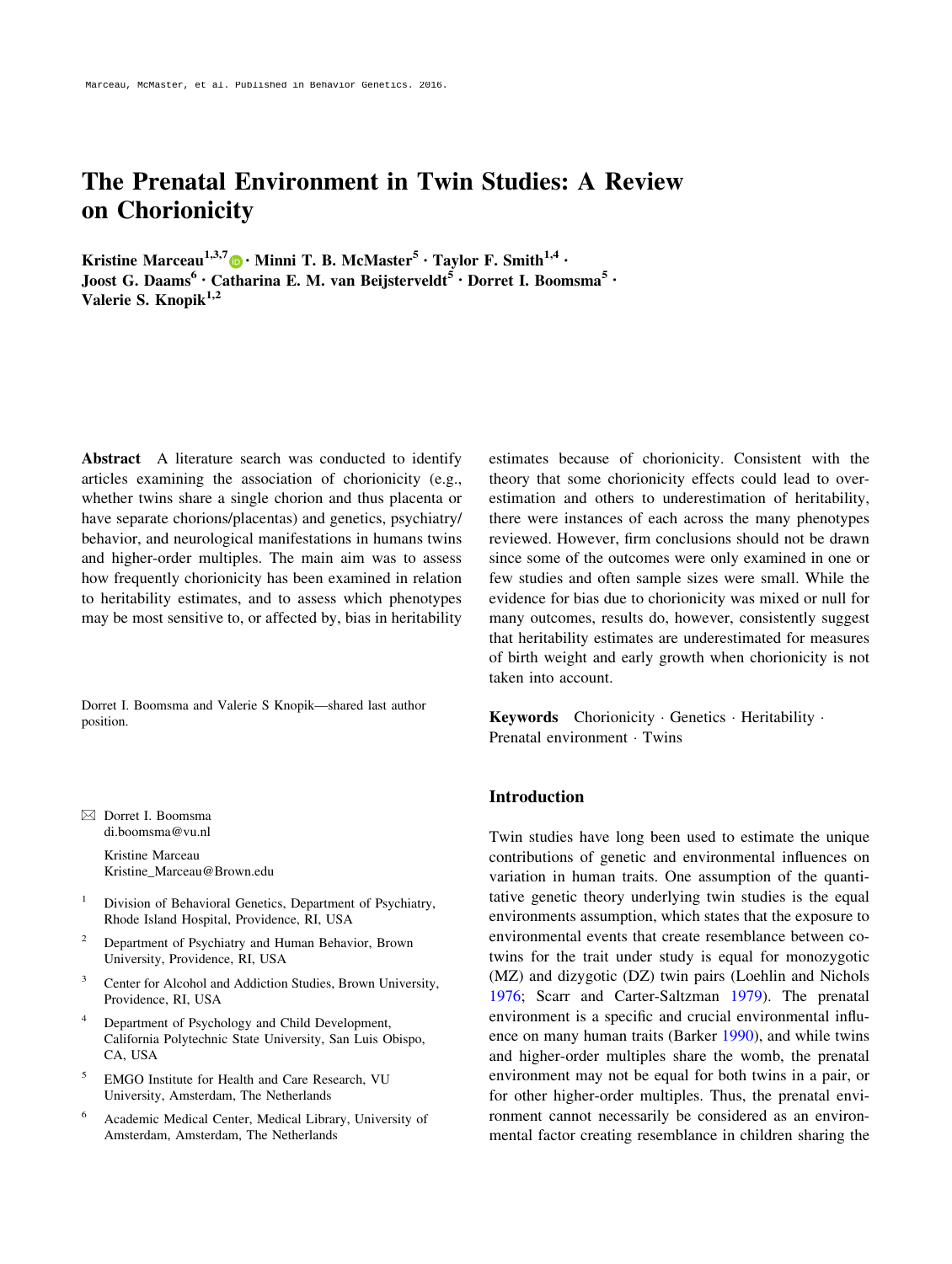Marceau, McMaster, et al. Published in Behavior Genetics. 2016.

# The Prenatal Environment in Twin Studies: A Review on Chorionicity

**Kristine Marceau[1,3,7] · Minni T. B. McMaster[5] · Taylor F. Smith[1,4] · Joost G. Daams[6] · Catharina E. M. van Beijsterveldt[5] · Dorret I. Boomsma[5] · Valerie S. Knopik[1,2]**

**Abstract** A literature search was conducted to identify articles examining the association of chorionicity (e.g., whether twins share a single chorion and thus placenta or have separate chorions/placentas) and genetics, psychiatry/behavior, and neurological manifestations in humans twins and higher-order multiples. The main aim was to assess how frequently chorionicity has been examined in relation to heritability estimates, and to assess which phenotypes may be most sensitive to, or affected by, bias in heritability estimates because of chorionicity. Consistent with the theory that some chorionicity effects could lead to overestimation and others to underestimation of heritability, there were instances of each across the many phenotypes reviewed. However, firm conclusions should not be drawn since some of the outcomes were only examined in one or few studies and often sample sizes were small. While the evidence for bias due to chorionicity was mixed or null for many outcomes, results do, however, consistently suggest that heritability estimates are underestimated for measures of birth weight and early growth when chorionicity is not taken into account.

**Keywords** Chorionicity · Genetics · Heritability · Prenatal environment · Twins

Dorret I. Boomsma and Valerie S Knopik—shared last author position.

✉ Dorret I. Boomsma
di.boomsma@vu.nl

Kristine Marceau
Kristine_Marceau@Brown.edu

1. Division of Behavioral Genetics, Department of Psychiatry, Rhode Island Hospital, Providence, RI, USA
2. Department of Psychiatry and Human Behavior, Brown University, Providence, RI, USA
3. Center for Alcohol and Addiction Studies, Brown University, Providence, RI, USA
4. Department of Psychology and Child Development, California Polytechnic State University, San Luis Obispo, CA, USA
5. EMGO Institute for Health and Care Research, VU University, Amsterdam, The Netherlands
6. Academic Medical Center, Medical Library, University of Amsterdam, Amsterdam, The Netherlands

## Introduction

Twin studies have long been used to estimate the unique contributions of genetic and environmental influences on variation in human traits. One assumption of the quantitative genetic theory underlying twin studies is the equal environments assumption, which states that the exposure to environmental events that create resemblance between co-twins for the trait under study is equal for monozygotic (MZ) and dizygotic (DZ) twin pairs (Loehlin and Nichols 1976; Scarr and Carter-Saltzman 1979). The prenatal environment is a specific and crucial environmental influence on many human traits (Barker 1990), and while twins and higher-order multiples share the womb, the prenatal environment may not be equal for both twins in a pair, or for other higher-order multiples. Thus, the prenatal environment cannot necessarily be considered as an environmental factor creating resemblance in children sharing the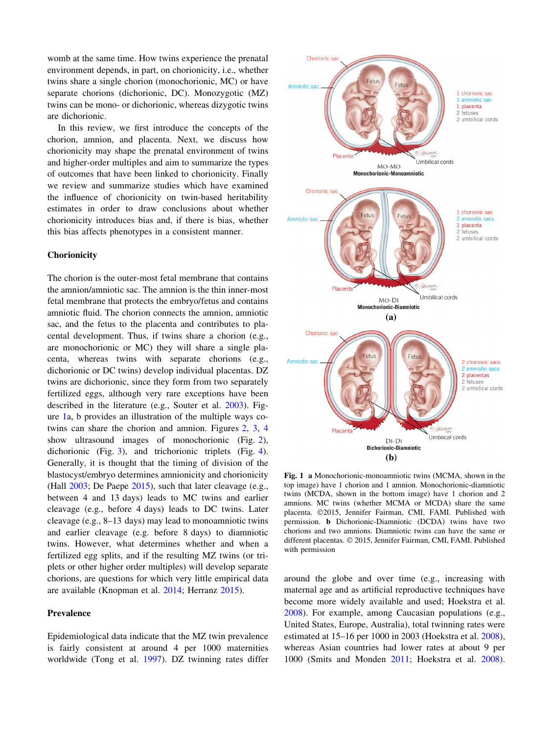womb at the same time. How twins experience the prenatal environment depends, in part, on chorionicity, i.e., whether twins share a single chorion (monochorionic, MC) or have separate chorions (dichorionic, DC). Monozygotic (MZ) twins can be mono- or dichorionic, whereas dizygotic twins are dichorionic.

In this review, we first introduce the concepts of the chorion, amnion, and placenta. Next, we discuss how chorionicity may shape the prenatal environment of twins and higher-order multiples and aim to summarize the types of outcomes that have been linked to chorionicity. Finally we review and summarize studies which have examined the influence of chorionicity on twin-based heritability estimates in order to draw conclusions about whether chorionicity introduces bias and, if there is bias, whether this bias affects phenotypes in a consistent manner.

## Chorionicity

The chorion is the outer-most fetal membrane that contains the amnion/amniotic sac. The amnion is the thin inner-most fetal membrane that protects the embryo/fetus and contains amniotic fluid. The chorion connects the amnion, amniotic sac, and the fetus to the placenta and contributes to placental development. Thus, if twins share a chorion (e.g., are monochorionic or MC) they will share a single placenta, whereas twins with separate chorions (e.g., dichorionic or DC twins) develop individual placentas. DZ twins are dichorionic, since they form from two separately fertilized eggs, although very rare exceptions have been described in the literature (e.g., Souter et al. 2003). Figure 1a, b provides an illustration of the multiple ways co-twins can share the chorion and amnion. Figures 2, 3, 4 show ultrasound images of monochorionic (Fig. 2), dichorionic (Fig. 3), and trichorionic triplets (Fig. 4). Generally, it is thought that the timing of division of the blastocyst/embryo determines amnionicity and chorionicity (Hall 2003; De Paepe 2015), such that later cleavage (e.g., between 4 and 13 days) leads to MC twins and earlier cleavage (e.g., before 4 days) leads to DC twins. Later cleavage (e.g., 8–13 days) may lead to monoamniotic twins and earlier cleavage (e.g. before 8 days) to diamniotic twins. However, what determines whether and when a fertilized egg splits, and if the resulting MZ twins (or triplets or other higher order multiples) will develop separate chorions, are questions for which very little empirical data are available (Knopman et al. 2014; Herranz 2015).

## Prevalence

Epidemiological data indicate that the MZ twin prevalence is fairly consistent at around 4 per 1000 maternities worldwide (Tong et al. 1997). DZ twinning rates differ around the globe and over time (e.g., increasing with maternal age and as artificial reproductive techniques have become more widely available and used; Hoekstra et al. 2008). For example, among Caucasian populations (e.g., United States, Europe, Australia), total twinning rates were estimated at 15–16 per 1000 in 2003 (Hoekstra et al. 2008), whereas Asian countries had lower rates at about 9 per 1000 (Smits and Monden 2011; Hoekstra et al. 2008).

**Fig. 1** **a** Monochorionic-monoamniotic twins (MCMA, shown in the top image) have 1 chorion and 1 amnion. Monochorionic-diamniotic twins (MCDA, shown in the bottom image) have 1 chorion and 2 amnions. MC twins (whether MCMA or MCDA) share the same placenta. ©2015, Jennifer Fairman, CMI, FAMI. Published with permission. **b** Dichorionic-Diamniotic (DCDA) twins have two chorions and two amnions. Diamniotic twins can have the same or different placentas. © 2015, Jennifer Fairman, CMI, FAMI. Published with permission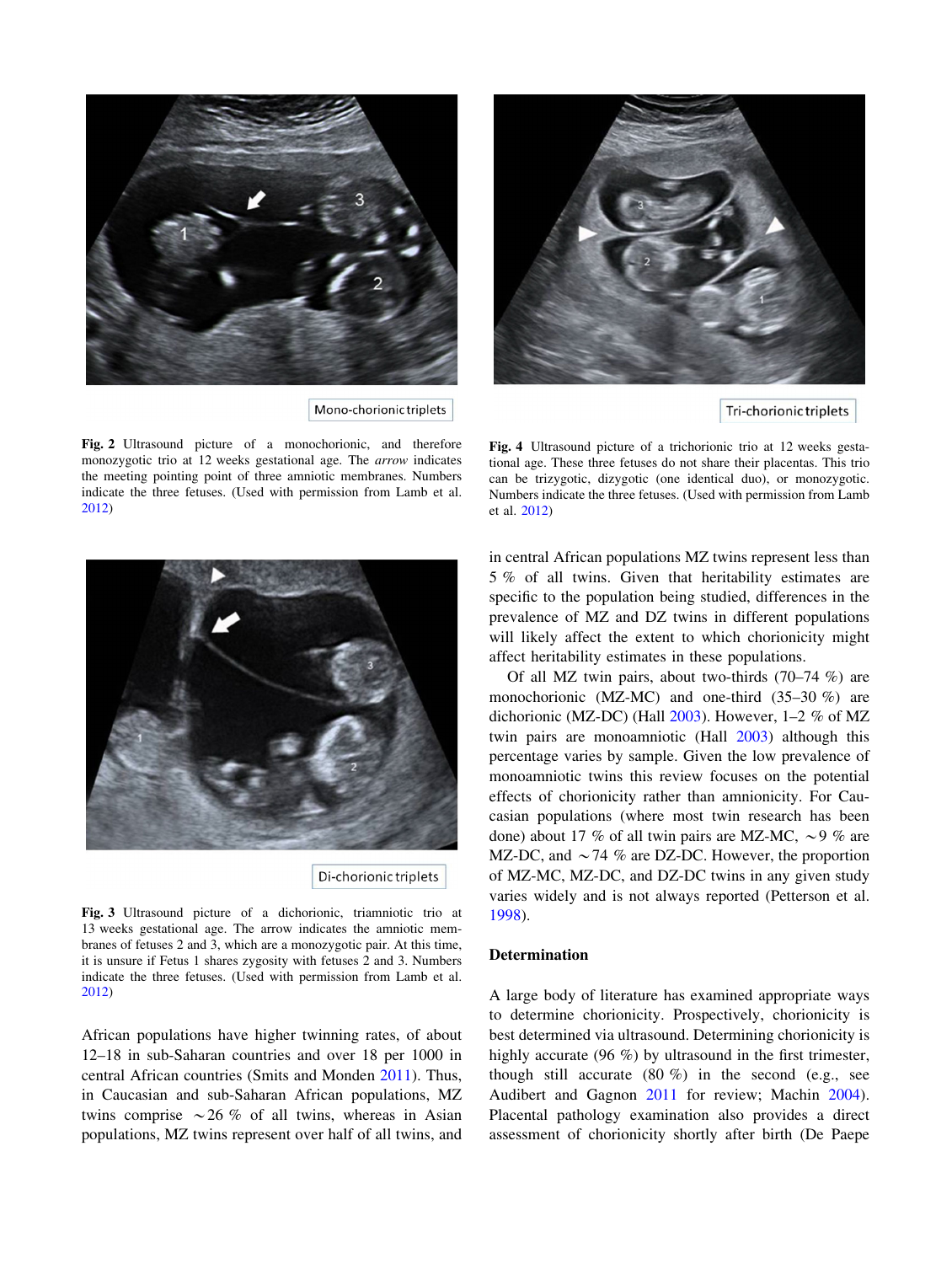Mono-chorionic triplets

**Fig. 2** Ultrasound picture of a monochorionic, and therefore monozygotic trio at 12 weeks gestational age. The *arrow* indicates the meeting pointing point of three amniotic membranes. Numbers indicate the three fetuses. (Used with permission from Lamb et al. 2012)

Tri-chorionic triplets

**Fig. 4** Ultrasound picture of a trichorionic trio at 12 weeks gestational age. These three fetuses do not share their placentas. This trio can be trizygotic, dizygotic (one identical duo), or monozygotic. Numbers indicate the three fetuses. (Used with permission from Lamb et al. 2012)

Di-chorionic triplets

**Fig. 3** Ultrasound picture of a dichorionic, triamniotic trio at 13 weeks gestational age. The arrow indicates the amniotic membranes of fetuses 2 and 3, which are a monozygotic pair. At this time, it is unsure if Fetus 1 shares zygosity with fetuses 2 and 3. Numbers indicate the three fetuses. (Used with permission from Lamb et al. 2012)

African populations have higher twinning rates, of about 12–18 in sub-Saharan countries and over 18 per 1000 in central African countries (Smits and Monden 2011). Thus, in Caucasian and sub-Saharan African populations, MZ twins comprise ~26 % of all twins, whereas in Asian populations, MZ twins represent over half of all twins, and in central African populations MZ twins represent less than 5 % of all twins. Given that heritability estimates are specific to the population being studied, differences in the prevalence of MZ and DZ twins in different populations will likely affect the extent to which chorionicity might affect heritability estimates in these populations.

Of all MZ twin pairs, about two-thirds (70–74 %) are monochorionic (MZ-MC) and one-third (35–30 %) are dichorionic (MZ-DC) (Hall 2003). However, 1–2 % of MZ twin pairs are monoamniotic (Hall 2003) although this percentage varies by sample. Given the low prevalence of monoamniotic twins this review focuses on the potential effects of chorionicity rather than amnionicity. For Caucasian populations (where most twin research has been done) about 17 % of all twin pairs are MZ-MC, ~9 % are MZ-DC, and ~74 % are DZ-DC. However, the proportion of MZ-MC, MZ-DC, and DZ-DC twins in any given study varies widely and is not always reported (Petterson et al. 1998).

### Determination

A large body of literature has examined appropriate ways to determine chorionicity. Prospectively, chorionicity is best determined via ultrasound. Determining chorionicity is highly accurate (96 %) by ultrasound in the first trimester, though still accurate (80 %) in the second (e.g., see Audibert and Gagnon 2011 for review; Machin 2004). Placental pathology examination also provides a direct assessment of chorionicity shortly after birth (De Paepe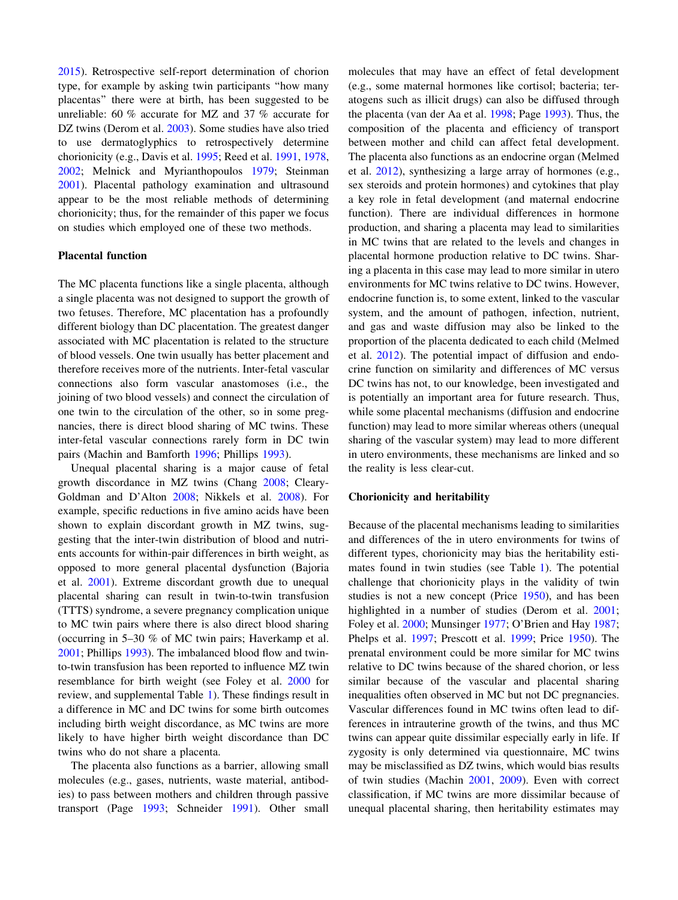2015). Retrospective self-report determination of chorion type, for example by asking twin participants "how many placentas" there were at birth, has been suggested to be unreliable: 60 % accurate for MZ and 37 % accurate for DZ twins (Derom et al. 2003). Some studies have also tried to use dermatoglyphics to retrospectively determine chorionicity (e.g., Davis et al. 1995; Reed et al. 1991, 1978, 2002; Melnick and Myrianthopoulos 1979; Steinman 2001). Placental pathology examination and ultrasound appear to be the most reliable methods of determining chorionicity; thus, for the remainder of this paper we focus on studies which employed one of these two methods.

### Placental function

The MC placenta functions like a single placenta, although a single placenta was not designed to support the growth of two fetuses. Therefore, MC placentation has a profoundly different biology than DC placentation. The greatest danger associated with MC placentation is related to the structure of blood vessels. One twin usually has better placement and therefore receives more of the nutrients. Inter-fetal vascular connections also form vascular anastomoses (i.e., the joining of two blood vessels) and connect the circulation of one twin to the circulation of the other, so in some pregnancies, there is direct blood sharing of MC twins. These inter-fetal vascular connections rarely form in DC twin pairs (Machin and Bamforth 1996; Phillips 1993).

Unequal placental sharing is a major cause of fetal growth discordance in MZ twins (Chang 2008; Cleary-Goldman and D'Alton 2008; Nikkels et al. 2008). For example, specific reductions in five amino acids have been shown to explain discordant growth in MZ twins, suggesting that the inter-twin distribution of blood and nutrients accounts for within-pair differences in birth weight, as opposed to more general placental dysfunction (Bajoria et al. 2001). Extreme discordant growth due to unequal placental sharing can result in twin-to-twin transfusion (TTTS) syndrome, a severe pregnancy complication unique to MC twin pairs where there is also direct blood sharing (occurring in 5–30 % of MC twin pairs; Haverkamp et al. 2001; Phillips 1993). The imbalanced blood flow and twin-to-twin transfusion has been reported to influence MZ twin resemblance for birth weight (see Foley et al. 2000 for review, and supplemental Table 1). These findings result in a difference in MC and DC twins for some birth outcomes including birth weight discordance, as MC twins are more likely to have higher birth weight discordance than DC twins who do not share a placenta.

The placenta also functions as a barrier, allowing small molecules (e.g., gases, nutrients, waste material, antibodies) to pass between mothers and children through passive transport (Page 1993; Schneider 1991). Other small molecules that may have an effect of fetal development (e.g., some maternal hormones like cortisol; bacteria; teratogens such as illicit drugs) can also be diffused through the placenta (van der Aa et al. 1998; Page 1993). Thus, the composition of the placenta and efficiency of transport between mother and child can affect fetal development. The placenta also functions as an endocrine organ (Melmed et al. 2012), synthesizing a large array of hormones (e.g., sex steroids and protein hormones) and cytokines that play a key role in fetal development (and maternal endocrine function). There are individual differences in hormone production, and sharing a placenta may lead to similarities in MC twins that are related to the levels and changes in placental hormone production relative to DC twins. Sharing a placenta in this case may lead to more similar in utero environments for MC twins relative to DC twins. However, endocrine function is, to some extent, linked to the vascular system, and the amount of pathogen, infection, nutrient, and gas and waste diffusion may also be linked to the proportion of the placenta dedicated to each child (Melmed et al. 2012). The potential impact of diffusion and endocrine function on similarity and differences of MC versus DC twins has not, to our knowledge, been investigated and is potentially an important area for future research. Thus, while some placental mechanisms (diffusion and endocrine function) may lead to more similar whereas others (unequal sharing of the vascular system) may lead to more different in utero environments, these mechanisms are linked and so the reality is less clear-cut.

### Chorionicity and heritability

Because of the placental mechanisms leading to similarities and differences of the in utero environments for twins of different types, chorionicity may bias the heritability estimates found in twin studies (see Table 1). The potential challenge that chorionicity plays in the validity of twin studies is not a new concept (Price 1950), and has been highlighted in a number of studies (Derom et al. 2001; Foley et al. 2000; Munsinger 1977; O'Brien and Hay 1987; Phelps et al. 1997; Prescott et al. 1999; Price 1950). The prenatal environment could be more similar for MC twins relative to DC twins because of the shared chorion, or less similar because of the vascular and placental sharing inequalities often observed in MC but not DC pregnancies. Vascular differences found in MC twins often lead to differences in intrauterine growth of the twins, and thus MC twins can appear quite dissimilar especially early in life. If zygosity is only determined via questionnaire, MC twins may be misclassified as DZ twins, which would bias results of twin studies (Machin 2001, 2009). Even with correct classification, if MC twins are more dissimilar because of unequal placental sharing, then heritability estimates may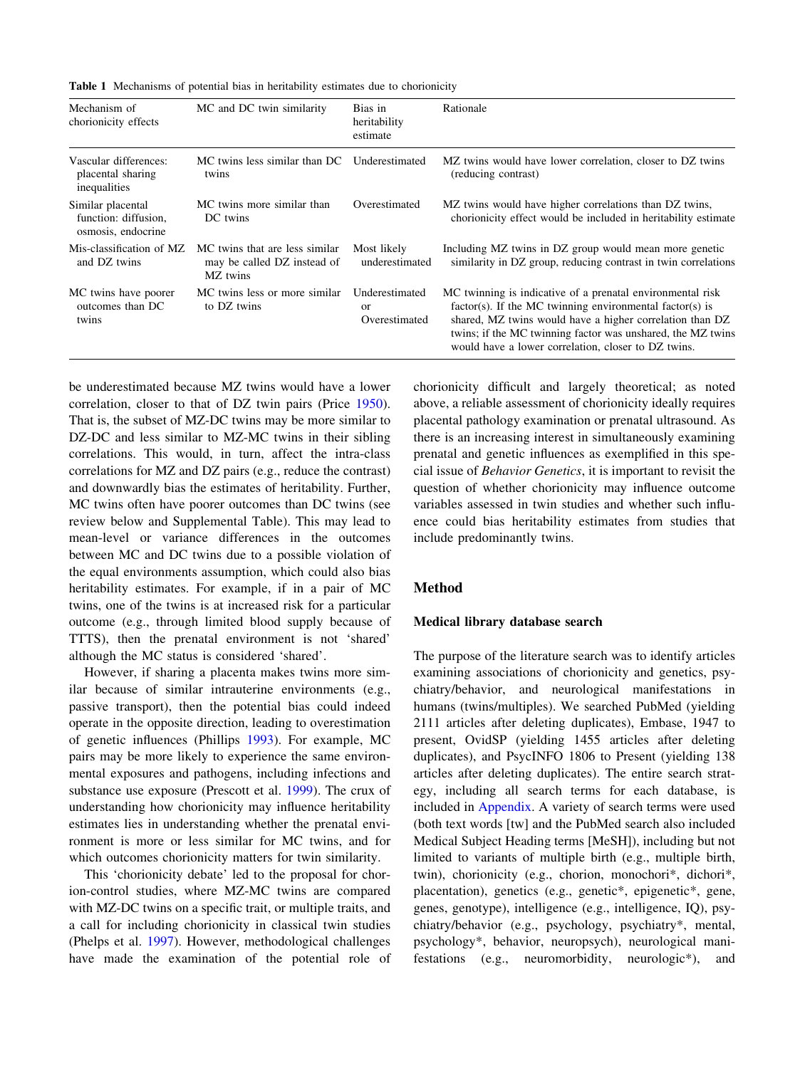**Table 1** Mechanisms of potential bias in heritability estimates due to chorionicity

| Mechanism of chorionicity effects | MC and DC twin similarity | Bias in heritability estimate | Rationale |
|---|---|---|---|
| Vascular differences: placental sharing inequalities | MC twins less similar than DC twins | Underestimated | MZ twins would have lower correlation, closer to DZ twins (reducing contrast) |
| Similar placental function: diffusion, osmosis, endocrine | MC twins more similar than DC twins | Overestimated | MZ twins would have higher correlations than DZ twins, chorionicity effect would be included in heritability estimate |
| Mis-classification of MZ and DZ twins | MC twins that are less similar may be called DZ instead of MZ twins | Most likely underestimated | Including MZ twins in DZ group would mean more genetic similarity in DZ group, reducing contrast in twin correlations |
| MC twins have poorer outcomes than DC twins | MC twins less or more similar to DZ twins | Underestimated or Overestimated | MC twinning is indicative of a prenatal environmental risk factor(s). If the MC twinning environmental factor(s) is shared, MZ twins would have a higher correlation than DZ twins; if the MC twinning factor was unshared, the MZ twins would have a lower correlation, closer to DZ twins. |

be underestimated because MZ twins would have a lower correlation, closer to that of DZ twin pairs (Price 1950). That is, the subset of MZ-DC twins may be more similar to DZ-DC and less similar to MZ-MC twins in their sibling correlations. This would, in turn, affect the intra-class correlations for MZ and DZ pairs (e.g., reduce the contrast) and downwardly bias the estimates of heritability. Further, MC twins often have poorer outcomes than DC twins (see review below and Supplemental Table). This may lead to mean-level or variance differences in the outcomes between MC and DC twins due to a possible violation of the equal environments assumption, which could also bias heritability estimates. For example, if in a pair of MC twins, one of the twins is at increased risk for a particular outcome (e.g., through limited blood supply because of TTTS), then the prenatal environment is not 'shared' although the MC status is considered 'shared'.

However, if sharing a placenta makes twins more similar because of similar intrauterine environments (e.g., passive transport), then the potential bias could indeed operate in the opposite direction, leading to overestimation of genetic influences (Phillips 1993). For example, MC pairs may be more likely to experience the same environmental exposures and pathogens, including infections and substance use exposure (Prescott et al. 1999). The crux of understanding how chorionicity may influence heritability estimates lies in understanding whether the prenatal environment is more or less similar for MC twins, and for which outcomes chorionicity matters for twin similarity.

This 'chorionicity debate' led to the proposal for chorion-control studies, where MZ-MC twins are compared with MZ-DC twins on a specific trait, or multiple traits, and a call for including chorionicity in classical twin studies (Phelps et al. 1997). However, methodological challenges have made the examination of the potential role of chorionicity difficult and largely theoretical; as noted above, a reliable assessment of chorionicity ideally requires placental pathology examination or prenatal ultrasound. As there is an increasing interest in simultaneously examining prenatal and genetic influences as exemplified in this special issue of *Behavior Genetics*, it is important to revisit the question of whether chorionicity may influence outcome variables assessed in twin studies and whether such influence could bias heritability estimates from studies that include predominantly twins.

## Method

### Medical library database search

The purpose of the literature search was to identify articles examining associations of chorionicity and genetics, psychiatry/behavior, and neurological manifestations in humans (twins/multiples). We searched PubMed (yielding 2111 articles after deleting duplicates), Embase, 1947 to present, OvidSP (yielding 1455 articles after deleting duplicates), and PsycINFO 1806 to Present (yielding 138 articles after deleting duplicates). The entire search strategy, including all search terms for each database, is included in Appendix. A variety of search terms were used (both text words [tw] and the PubMed search also included Medical Subject Heading terms [MeSH]), including but not limited to variants of multiple birth (e.g., multiple birth, twin), chorionicity (e.g., chorion, monochori*, dichori*, placentation), genetics (e.g., genetic*, epigenetic*, gene, genes, genotype), intelligence (e.g., intelligence, IQ), psychiatry/behavior (e.g., psychology, psychiatry*, mental, psychology*, behavior, neuropsych), neurological manifestations (e.g., neuromorbidity, neurologic*), and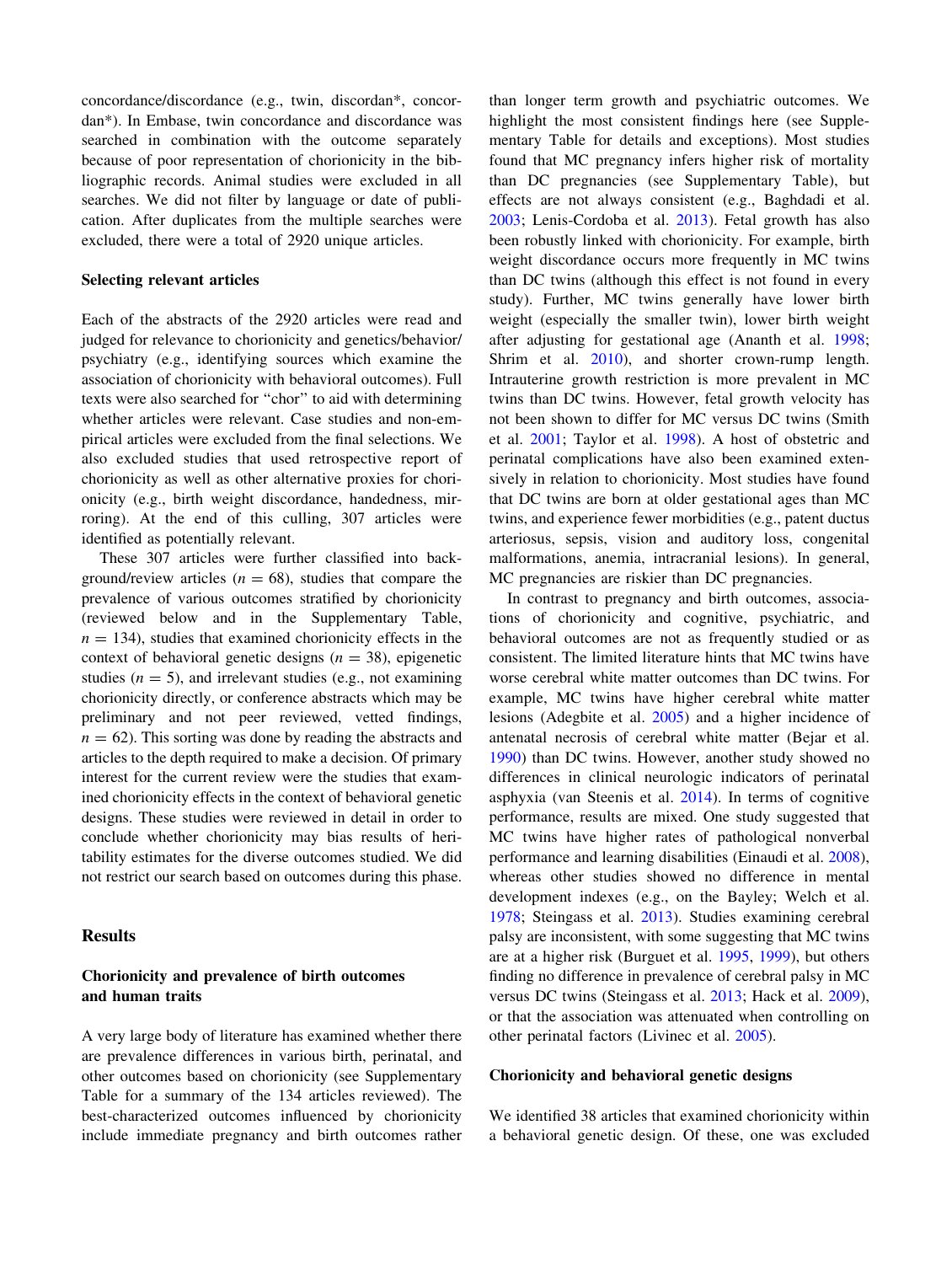concordance/discordance (e.g., twin, discordan*, concordan*). In Embase, twin concordance and discordance was searched in combination with the outcome separately because of poor representation of chorionicity in the bibliographic records. Animal studies were excluded in all searches. We did not filter by language or date of publication. After duplicates from the multiple searches were excluded, there were a total of 2920 unique articles.

### Selecting relevant articles

Each of the abstracts of the 2920 articles were read and judged for relevance to chorionicity and genetics/behavior/psychiatry (e.g., identifying sources which examine the association of chorionicity with behavioral outcomes). Full texts were also searched for "chor" to aid with determining whether articles were relevant. Case studies and non-empirical articles were excluded from the final selections. We also excluded studies that used retrospective report of chorionicity as well as other alternative proxies for chorionicity (e.g., birth weight discordance, handedness, mirroring). At the end of this culling, 307 articles were identified as potentially relevant.

These 307 articles were further classified into background/review articles ($n = 68$), studies that compare the prevalence of various outcomes stratified by chorionicity (reviewed below and in the Supplementary Table, $n = 134$), studies that examined chorionicity effects in the context of behavioral genetic designs ($n = 38$), epigenetic studies ($n = 5$), and irrelevant studies (e.g., not examining chorionicity directly, or conference abstracts which may be preliminary and not peer reviewed, vetted findings, $n = 62$). This sorting was done by reading the abstracts and articles to the depth required to make a decision. Of primary interest for the current review were the studies that examined chorionicity effects in the context of behavioral genetic designs. These studies were reviewed in detail in order to conclude whether chorionicity may bias results of heritability estimates for the diverse outcomes studied. We did not restrict our search based on outcomes during this phase.

## Results

### Chorionicity and prevalence of birth outcomes and human traits

A very large body of literature has examined whether there are prevalence differences in various birth, perinatal, and other outcomes based on chorionicity (see Supplementary Table for a summary of the 134 articles reviewed). The best-characterized outcomes influenced by chorionicity include immediate pregnancy and birth outcomes rather than longer term growth and psychiatric outcomes. We highlight the most consistent findings here (see Supplementary Table for details and exceptions). Most studies found that MC pregnancy infers higher risk of mortality than DC pregnancies (see Supplementary Table), but effects are not always consistent (e.g., Baghdadi et al. 2003; Lenis-Cordoba et al. 2013). Fetal growth has also been robustly linked with chorionicity. For example, birth weight discordance occurs more frequently in MC twins than DC twins (although this effect is not found in every study). Further, MC twins generally have lower birth weight (especially the smaller twin), lower birth weight after adjusting for gestational age (Ananth et al. 1998; Shrim et al. 2010), and shorter crown-rump length. Intrauterine growth restriction is more prevalent in MC twins than DC twins. However, fetal growth velocity has not been shown to differ for MC versus DC twins (Smith et al. 2001; Taylor et al. 1998). A host of obstetric and perinatal complications have also been examined extensively in relation to chorionicity. Most studies have found that DC twins are born at older gestational ages than MC twins, and experience fewer morbidities (e.g., patent ductus arteriosus, sepsis, vision and auditory loss, congenital malformations, anemia, intracranial lesions). In general, MC pregnancies are riskier than DC pregnancies.

In contrast to pregnancy and birth outcomes, associations of chorionicity and cognitive, psychiatric, and behavioral outcomes are not as frequently studied or as consistent. The limited literature hints that MC twins have worse cerebral white matter outcomes than DC twins. For example, MC twins have higher cerebral white matter lesions (Adegbite et al. 2005) and a higher incidence of antenatal necrosis of cerebral white matter (Bejar et al. 1990) than DC twins. However, another study showed no differences in clinical neurologic indicators of perinatal asphyxia (van Steenis et al. 2014). In terms of cognitive performance, results are mixed. One study suggested that MC twins have higher rates of pathological nonverbal performance and learning disabilities (Einaudi et al. 2008), whereas other studies showed no difference in mental development indexes (e.g., on the Bayley; Welch et al. 1978; Steingass et al. 2013). Studies examining cerebral palsy are inconsistent, with some suggesting that MC twins are at a higher risk (Burguet et al. 1995, 1999), but others finding no difference in prevalence of cerebral palsy in MC versus DC twins (Steingass et al. 2013; Hack et al. 2009), or that the association was attenuated when controlling on other perinatal factors (Livinec et al. 2005).

### Chorionicity and behavioral genetic designs

We identified 38 articles that examined chorionicity within a behavioral genetic design. Of these, one was excluded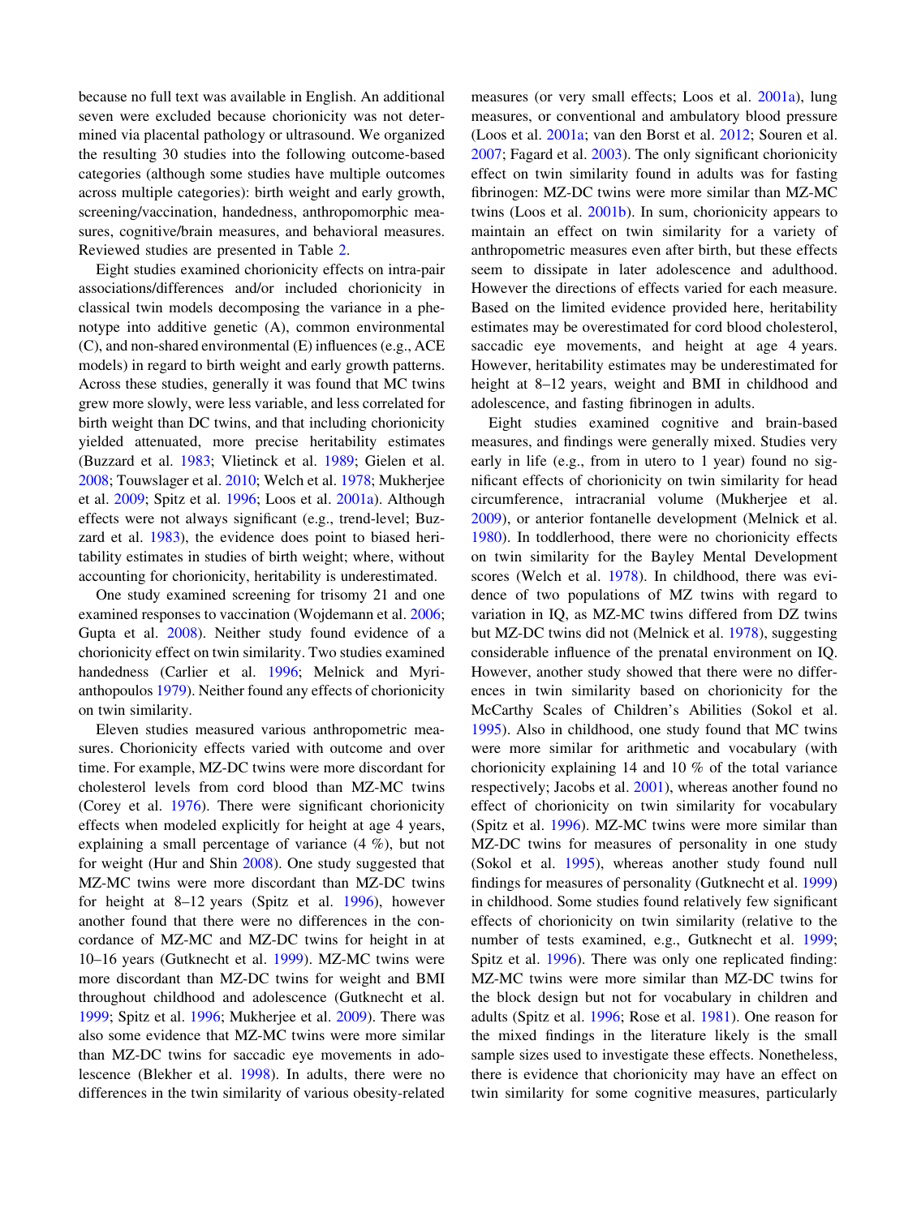because no full text was available in English. An additional seven were excluded because chorionicity was not determined via placental pathology or ultrasound. We organized the resulting 30 studies into the following outcome-based categories (although some studies have multiple outcomes across multiple categories): birth weight and early growth, screening/vaccination, handedness, anthropomorphic measures, cognitive/brain measures, and behavioral measures. Reviewed studies are presented in Table 2.

Eight studies examined chorionicity effects on intra-pair associations/differences and/or included chorionicity in classical twin models decomposing the variance in a phenotype into additive genetic (A), common environmental (C), and non-shared environmental (E) influences (e.g., ACE models) in regard to birth weight and early growth patterns. Across these studies, generally it was found that MC twins grew more slowly, were less variable, and less correlated for birth weight than DC twins, and that including chorionicity yielded attenuated, more precise heritability estimates (Buzzard et al. 1983; Vlietinck et al. 1989; Gielen et al. 2008; Touwslager et al. 2010; Welch et al. 1978; Mukherjee et al. 2009; Spitz et al. 1996; Loos et al. 2001a). Although effects were not always significant (e.g., trend-level; Buzzard et al. 1983), the evidence does point to biased heritability estimates in studies of birth weight; where, without accounting for chorionicity, heritability is underestimated.

One study examined screening for trisomy 21 and one examined responses to vaccination (Wojdemann et al. 2006; Gupta et al. 2008). Neither study found evidence of a chorionicity effect on twin similarity. Two studies examined handedness (Carlier et al. 1996; Melnick and Myrianthopoulos 1979). Neither found any effects of chorionicity on twin similarity.

Eleven studies measured various anthropometric measures. Chorionicity effects varied with outcome and over time. For example, MZ-DC twins were more discordant for cholesterol levels from cord blood than MZ-MC twins (Corey et al. 1976). There were significant chorionicity effects when modeled explicitly for height at age 4 years, explaining a small percentage of variance (4 %), but not for weight (Hur and Shin 2008). One study suggested that MZ-MC twins were more discordant than MZ-DC twins for height at 8–12 years (Spitz et al. 1996), however another found that there were no differences in the concordance of MZ-MC and MZ-DC twins for height in at 10–16 years (Gutknecht et al. 1999). MZ-MC twins were more discordant than MZ-DC twins for weight and BMI throughout childhood and adolescence (Gutknecht et al. 1999; Spitz et al. 1996; Mukherjee et al. 2009). There was also some evidence that MZ-MC twins were more similar than MZ-DC twins for saccadic eye movements in adolescence (Blekher et al. 1998). In adults, there were no differences in the twin similarity of various obesity-related measures (or very small effects; Loos et al. 2001a), lung measures, or conventional and ambulatory blood pressure (Loos et al. 2001a; van den Borst et al. 2012; Souren et al. 2007; Fagard et al. 2003). The only significant chorionicity effect on twin similarity found in adults was for fasting fibrinogen: MZ-DC twins were more similar than MZ-MC twins (Loos et al. 2001b). In sum, chorionicity appears to maintain an effect on twin similarity for a variety of anthropometric measures even after birth, but these effects seem to dissipate in later adolescence and adulthood. However the directions of effects varied for each measure. Based on the limited evidence provided here, heritability estimates may be overestimated for cord blood cholesterol, saccadic eye movements, and height at age 4 years. However, heritability estimates may be underestimated for height at 8–12 years, weight and BMI in childhood and adolescence, and fasting fibrinogen in adults.

Eight studies examined cognitive and brain-based measures, and findings were generally mixed. Studies very early in life (e.g., from in utero to 1 year) found no significant effects of chorionicity on twin similarity for head circumference, intracranial volume (Mukherjee et al. 2009), or anterior fontanelle development (Melnick et al. 1980). In toddlerhood, there were no chorionicity effects on twin similarity for the Bayley Mental Development scores (Welch et al. 1978). In childhood, there was evidence of two populations of MZ twins with regard to variation in IQ, as MZ-MC twins differed from DZ twins but MZ-DC twins did not (Melnick et al. 1978), suggesting considerable influence of the prenatal environment on IQ. However, another study showed that there were no differences in twin similarity based on chorionicity for the McCarthy Scales of Children's Abilities (Sokol et al. 1995). Also in childhood, one study found that MC twins were more similar for arithmetic and vocabulary (with chorionicity explaining 14 and 10 % of the total variance respectively; Jacobs et al. 2001), whereas another found no effect of chorionicity on twin similarity for vocabulary (Spitz et al. 1996). MZ-MC twins were more similar than MZ-DC twins for measures of personality in one study (Sokol et al. 1995), whereas another study found null findings for measures of personality (Gutknecht et al. 1999) in childhood. Some studies found relatively few significant effects of chorionicity on twin similarity (relative to the number of tests examined, e.g., Gutknecht et al. 1999; Spitz et al. 1996). There was only one replicated finding: MZ-MC twins were more similar than MZ-DC twins for the block design but not for vocabulary in children and adults (Spitz et al. 1996; Rose et al. 1981). One reason for the mixed findings in the literature likely is the small sample sizes used to investigate these effects. Nonetheless, there is evidence that chorionicity may have an effect on twin similarity for some cognitive measures, particularly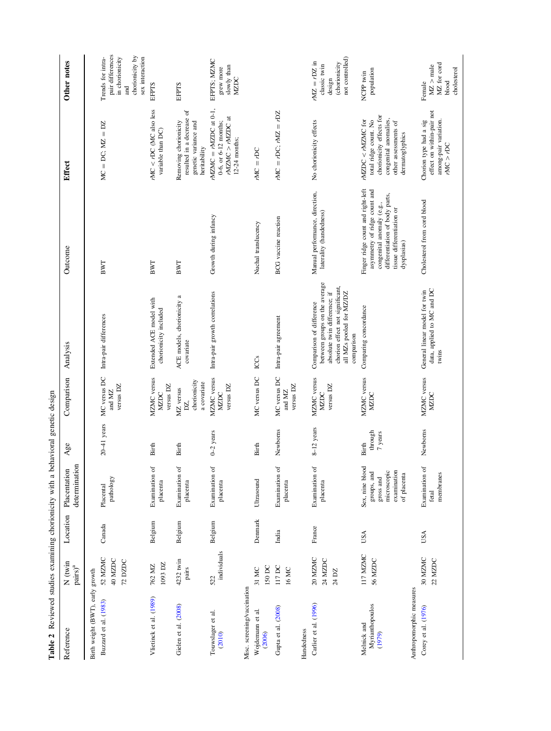**Table 2** Reviewed studies examining chorionicity with a behavioral genetic design

| Reference | N (twin pairs)[a] | Location | Placentation determination | Age | Comparison | Analysis | Outcome | Effect | Other notes |
|---|---|---|---|---|---|---|---|---|---|
| *Birth weight (BWT), early growth* | | | | | | | | | |
| Buzzard et al. (1983) | 52 MZMC 40 MZDC 72 DZDC | Canada | Placental pathology | 20–41 years | MC versus DC and MZ versus DZ | Intra-pair differences | BWT | MC = DC; MZ = DZ | Trends for intra-pair differences in chorionicity and chorionicity by sex interaction |
| Vlietinck et al. (1989) | 762 MZ 1093 DZ | Belgium | Examination of placenta | Birth | MZMC versus MZDC versus DZ | Extended ACE model with chorionicity included | BWT | rMC < rDC (MC also less variable than DC) | EFPTS |
| Gielen et al. (2008) | 4232 twin pairs | Belgium | Examination of placenta | Birth | MZ versus DZ, chorionicity a covariate | ACE models, chorionicity a covariate | BWT | Removing chorionicity resulted in a decrease of genetic variance and heritability | EFPTS |
| Touwslager et al. (2010) | 522 individuals | Belgium | Examination of placenta | 0–2 years | MZMC versus MZDC versus DZ | Intra-pair growth correlations | Growth during infancy | rMZMC = rMZDC at 0-1, 0-6, or 6-12 months; rMZMC > rMZDC at 12-24 months; | EFPTS; MZMC grew more slowly than MZDC |
| *Misc. screening/vaccination* | | | | | | | | | |
| Wojdemann et al. (2006) | 31 MC 150 DC | Denmark | Ultrasound | Birth | MC versus DC | ICCs | Nuchal translucency | rMC = rDC | |
| Gupta et al. (2008) | 117 DC 16 MC | India | Examination of placenta | Newborns | MC versus DC and MZ versus DZ | Intra-pair agreement | BCG vaccine reaction | rMC = rDC; rMZ = rDZ | |
| *Handedness* | | | | | | | | | |
| Carlier et al. (1996) | 20 MZMC 24 MZDC 24 DZ | France | Examination of placenta | 8–12 years | MZMC versus MZDC versus DZ | Comparison of difference between groups on the average absolute twin difference; if chorion effect not significant, all MZs pooled for MZ/DZ comparison | Manual performance, direction, laterality (handedness) | No chorionicity effects | rMZ = rDZ in classic twin design (chorionicity not controlled) |
| Melnick and Myrianthopoulos (1979) | 117 MZMC 56 MZDC | USA | Sex, nine blood groups, and gross and microscopic examination of placenta | Birth through 7 years | MZMC versus MZDC | Comparing concordance | Finger ridge count and right-left asymmetry of ridge count and congenital anomaly (e.g., differentiation of body parts, tissue differentiation or dysplasias) | rMZDC < rMZMC for total ridge count. No chorionicity effects for congenital anomalies, other assessments of dermatoglyphics | NCPP twin population |
| *Anthropomorphic measures* | | | | | | | | | |
| Corey et al. (1976) | 30 MZMC 22 MZDC | USA | Examination of fetal membranes | Newborns | MZMC versus MZDC | General linear model for twin data, applied to MC and DC twins | Cholesterol from cord blood | Chorion type had a sig effect on within-pair not among-pair variation. rMC > rDC | Female MZ > male MZ for cord blood cholesterol |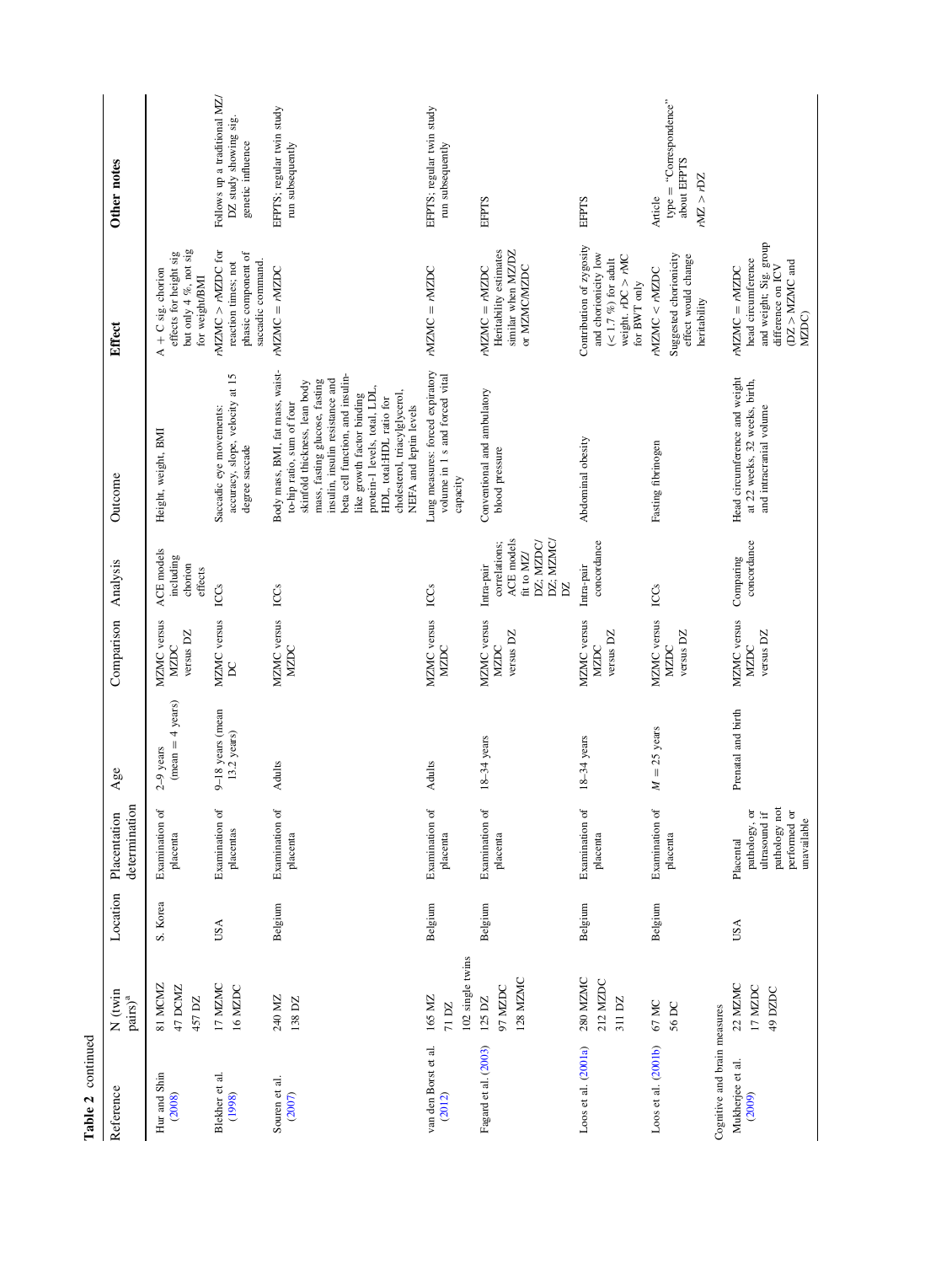**Table 2** continued

| Reference | N (twin pairs)[a] | Location | Placentation determination | Age | Comparison | Analysis | Outcome | Effect | Other notes |
|---|---|---|---|---|---|---|---|---|---|
| Hur and Shin (2008) | 81 MCMZ<br>47 DCMZ<br>457 DZ | S. Korea | Examination of placenta | 2–9 years (mean = 4 years) | MZMC versus MZDC versus DZ | ACE models including chorion effects | Height, weight, BMI | A + C sig. chorion effects for height sig but only 4 %, not sig for weight/BMI | |
| Blekher et al. (1998) | 17 MZMC<br>16 MZDC | USA | Examination of placentas | 9–18 years (mean 13.2 years) | MZMC versus DC | ICCs | Saccadic eye movements: accuracy, slope, velocity at 15 degree saccade | *r*MZMC > *r*MZDC for reaction times; not phasic component of saccadic command. | Follows up a traditional MZ/DZ study showing sig. genetic influence |
| Souren et al. (2007) | 240 MZ<br>138 DZ | Belgium | Examination of placenta | Adults | MZMC versus MZDC | ICCs | Body mass, BMI, fat mass, waist-to-hip ratio, sum of four skinfold thickness, lean body mass, fasting glucose, fasting insulin, insulin resistance and beta cell function, and insulin-like growth factor binding protein-1 levels, total, LDL, HDL, total:HDL ratio for cholesterol, triacylglycerol, NEFA and leptin levels | *r*MZMC = *r*MZDC | EFPTS; regular twin study run subsequently |
| van den Borst et al. (2012) | 165 MZ<br>71 DZ<br>102 single twins | Belgium | Examination of placenta | Adults | MZMC versus MZDC | ICCs | Lung measures: forced expiratory volume in 1 s and forced vital capacity | *r*MZMC = *r*MZDC | EFPTS; regular twin study run subsequently |
| Fagard et al. (2003) | 125 DZ<br>97 MZDC<br>128 MZMC | Belgium | Examination of placenta | 18–34 years | MZMC versus MZDC versus DZ | Intra-pair correlations; ACE models fit to MZ/DZ; MZDC/DZ; MZMC/DZ | Conventional and ambulatory blood pressure | *r*MZMC = *r*MZDC Heritability estimates similar when MZ/DZ or MZMC/MZDC | EFPTS |
| Loos et al. (2001a) | 280 MZMC<br>212 MZDC<br>311 DZ | Belgium | Examination of placenta | 18–34 years | MZMC versus MZDC versus DZ | Intra-pair concordance | Abdominal obesity | Contribution of zygosity and chorionicity low (< 1.7 %) for adult weight, *r*DC > *r*MC for BWT only | EFPTS |
| Loos et al. (2001b) | 67 MC<br>56 DC | Belgium | Examination of placenta | *M* = 25 years | MZMC versus MZDC versus DZ | ICCs | Fasting fibrinogen | *r*MZMC < *r*MZDC<br>Suggested chorionicity effect would change heritability | Article type = "Correspondence" about EFPTS<br>*r*MZ > *r*DZ |
| *Cognitive and brain measures* | | | | | | | | | |
| Mukherjee et al. (2009) | 22 MZMC<br>17 MZDC<br>49 DZDC | USA | Placental pathology, or ultrasound if pathology not performed or unavailable | Prenatal and birth | MZMC versus MZDC versus DZ | Comparing concordance | Head circumference and weight at 22 weeks, 32 weeks, birth, and intracranial volume | *r*MZMC = *r*MZDC head circumference and weight. Sig. group difference on ICV (DZ > MZMC and MZDC) | |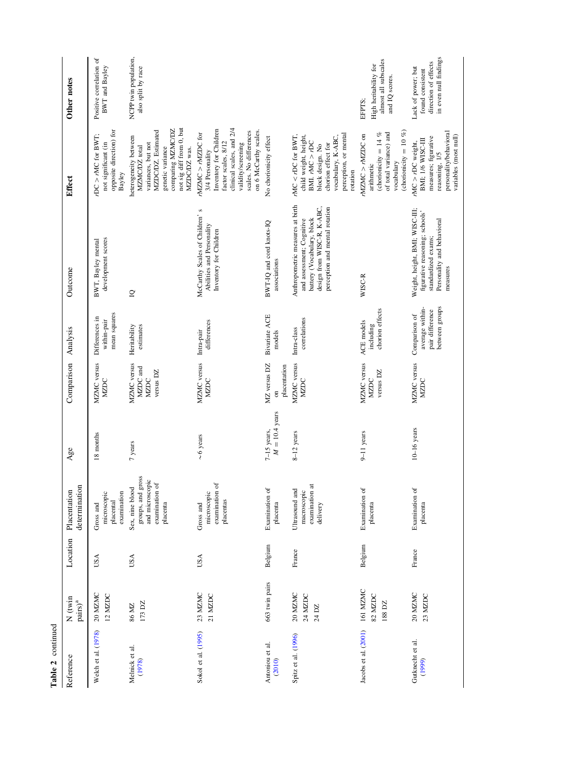**Table 2** continued

| Reference | N (twin pairs)[a] | Location | Placentation determination | Age | Comparison | Analysis | Outcome | Effect | Other notes |
|---|---|---|---|---|---|---|---|---|---|
| Welch et al. (1978) | 20 MZMC<br>12 MZDC | USA | Gross and microscopic placental examination | 18 months | MZMC versus MZDC | Differences in within-pair mean squares | BWT, Bayley mental development scores | $r$DC > $r$MC for BWT; not significant (in opposite direction) for Bayley | Positive correlation of BWT and Bayley |
| Melnick et al. (1978) | 86 MZ<br>173 DZ | USA | Sex, nine blood groups, and gross and microscopic examination of placenta | 7 years | MZMC versus MZDC and MZDC versus DZ | Heritability estimates | IQ | heterogeneity between MZMC/DZ total variances, but not MZDC/DZ. Estimated genetic variance comparing MZMC/DZ not sig diff from 0, but MZDC/DZ was. | NCPP twin population, also split by race |
| Sokol et al. (1995) | 23 MZMC<br>21 MZDC | USA | Gross and microscopic examination of placentas | ~6 years | MZMC versus MZDC | Intra-pair differences | McCarthy Scales of Children's Abilities and Personality Inventory for Children | $r$MZMC > $r$MZDC for 3/4 Personality Inventory for Children factor scales, 8/12 clinical scales, and 2/4 validity/screening scales. No differences on 6 McCarthy scales. | |
| Antoniou et al. (2010) | 663 twin pairs | Belgium | Examination of placenta | 7–15 years, $M = 10.4$ years | MZ versus DZ on placentation | Bivariate ACE models | BWT-IQ and cord knots-IQ associations | No chorionicity effect | |
| Spitz et al. (1996) | 20 MZMC<br>24 MZDC<br>24 DZ | France | Ultrasound and macroscopic examination at delivery | 8–12 years | MZMC versus MZDC | Intra-class correlations | Anthropometric measures at birth and assessment; Cognitive battery (Vocabulary, block design from WISC-R, K-ABC, perception and mental rotation | $r$MC < $r$DC for BWT, child weight, height, BMI. $r$MC > $r$DC block design. No chorion effect for vocabulary, K-ABC, perception, or mental rotation | |
| Jacobs et al. (2001) | 161 MZMC<br>82 MZDC<br>188 DZ | Belgium | Examination of placenta | 9–11 years | MZMC versus MZDC versus DZ | ACE models including chorion effects | WISC-R | $r$MZMC > $r$MZDC on arithmetic (chorionicity = 14 % of total variance) and vocabulary (chorionicity = 10 %) | EFPTS;<br>High heritability for almost all subscales and IQ scores. |
| Gutknecht et al. (1999) | 20 MZMC<br>23 MZDC | France | Examination of placenta | 10–16 years | MZMC versus MZDC | Comparison of average within-pair difference between groups | Weight, height, BMI; WISC-III; figurative reasoning; schools' standardized exams; Personality and behavioral measures | $r$MC > $r$DC weight, BMI; 1/6 WISC-III measures; figurative reasoning, 1/5 personality/behavioral variables (most null) | Lack of power; but found consistent direction of effects in even null findings |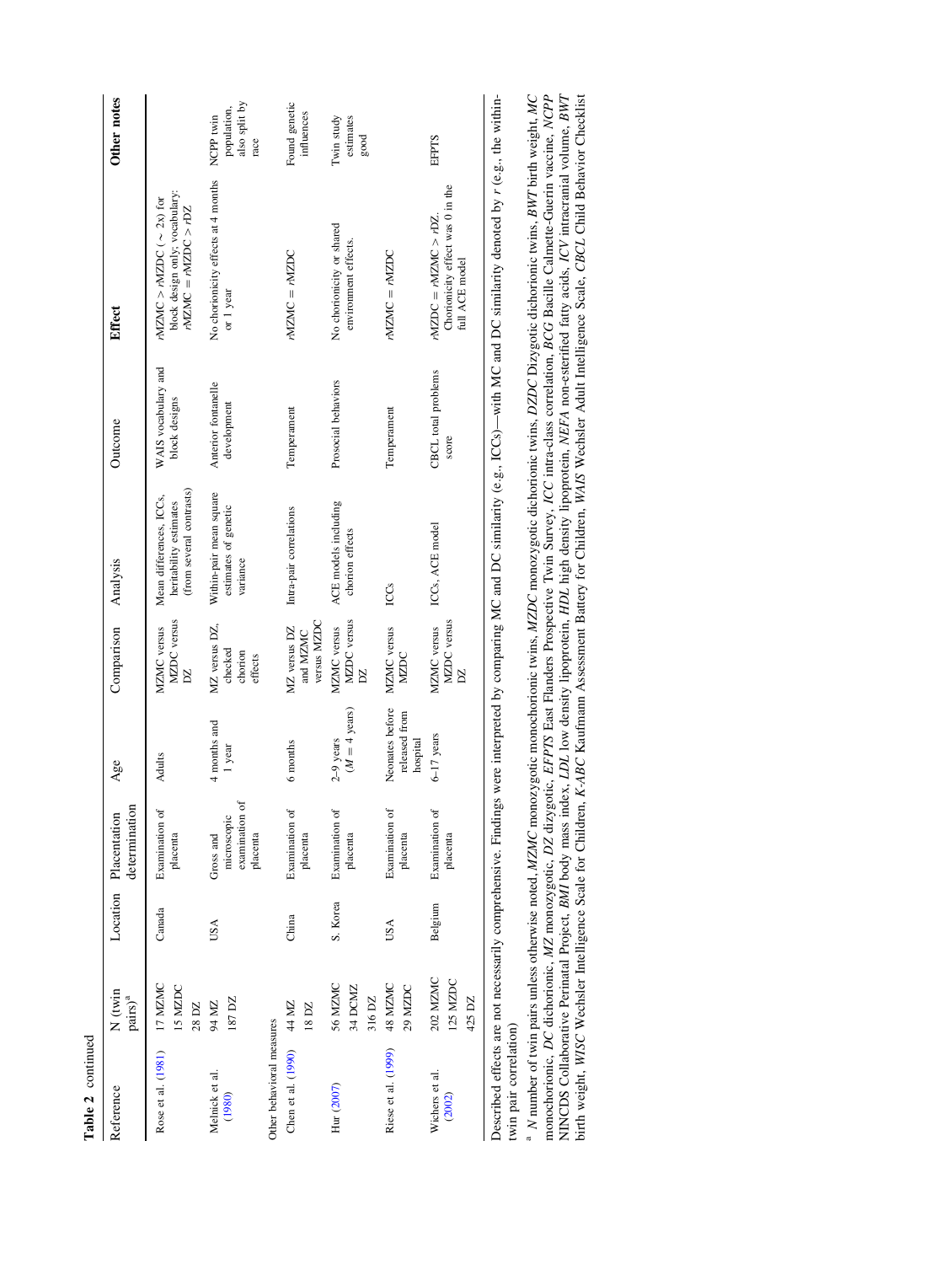**Table 2** continued

| Reference | N (twin pairs)[a] | Location | Placentation determination | Age | Comparison | Analysis | Outcome | Effect | Other notes |
|---|---|---|---|---|---|---|---|---|---|
| Rose et al. (1981) | 17 MZMC<br>15 MZDC<br>28 DZ | Canada | Examination of placenta | Adults | MZMC versus MZDC versus DZ | Mean differences, ICCs, heritability estimates (from several contrasts) | WAIS vocabulary and block designs | rMZMC > rMZDC (~ 2x) for block design only; vocabulary: rMZMC = rMZDC > rDZ | |
| Melnick et al. (1980) | 94 MZ<br>187 DZ | USA | Gross and microscopic examination of placenta | 4 months and 1 year | MZ versus DZ, checked chorion effects | Within-pair mean square estimates of genetic variance | Anterior fontanelle development | No chorionicity effects at 4 months or 1 year | NCPP twin population, also split by race |
| Other behavioral measures | | | | | | | | | |
| Chen et al. (1990) | 44 MZ<br>18 DZ | China | Examination of placenta | 6 months | MZ versus DZ and MZMC versus MZDC | Intra-pair correlations | Temperament | rMZMC = rMZDC | Found genetic influences |
| Hur (2007) | 56 MZMC<br>34 DCMZ<br>316 DZ | S. Korea | Examination of placenta | 2–9 years ($M = 4$ years) | MZMC versus MZDC versus DZ | ACE models including chorion effects | Prosocial behaviors | No chorionicity or shared environment effects. | Twin study estimates good |
| Riese et al. (1999) | 48 MZMC<br>29 MZDC | USA | Examination of placenta | Neonates before released from hospital | MZMC versus MZDC | ICCs | Temperament | rMZMC = rMZDC | |
| Wichers et al. (2002) | 202 MZMC<br>125 MZDC<br>425 DZ | Belgium | Examination of placenta | 6–17 years | MZMC versus MZDC versus DZ | ICCs, ACE model | CBCL total problems score | rMZDC = rMZMC > rDZ. Chorionicity effect was 0 in the full ACE model | EFPTS |

Described effects are not necessarily comprehensive. Findings were interpreted by comparing MC and DC similarity (e.g., ICCs)—with MC and DC similarity denoted by *r* (e.g., the within-twin pair correlation)

[a] *N* number of twin pairs unless otherwise noted, *MZMC* monozygotic monochorionic twins, *MZDC* monozygotic dichorionic twins, *DZDC* Dizygotic dichorionic twins, *BWT* birth weight, *MC* monochorionic, *DC* dichorionic, *MZ* monozygotic, *DZ* dizygotic, *EFPTS* East Flanders Prospective Twin Survey, *ICC* intra-class correlation, *BCG* Bacille Calmette-Guerin vaccine, *NCPP* NINCDS Collaborative Perinatal Project, *BMI* body mass index, *LDL* low density lipoprotein, *HDL* high density lipoprotein, *NEFA* non-esterified fatty acids, *ICV* intracranial volume, *BWT* birth weight, *WISC* Wechsler Intelligence Scale for Children, *K-ABC* Kaufmann Assessment Battery for Children, *WAIS* Wechsler Adult Intelligence Scale, *CBCL* Child Behavior Checklist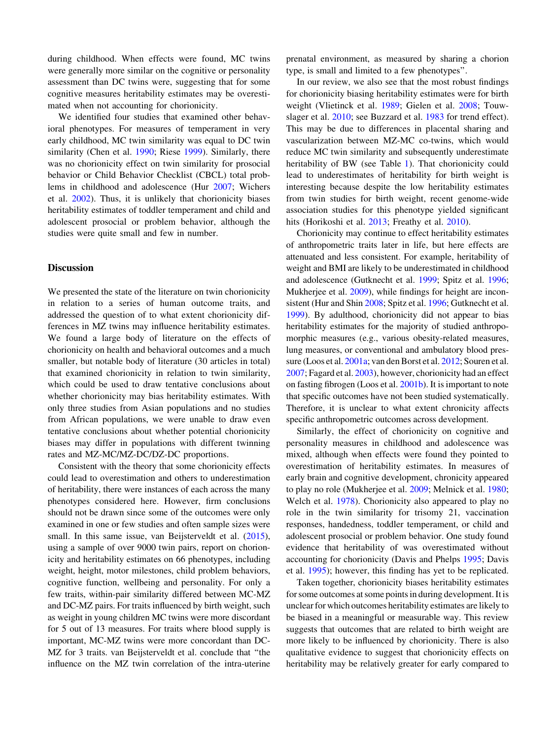during childhood. When effects were found, MC twins were generally more similar on the cognitive or personality assessment than DC twins were, suggesting that for some cognitive measures heritability estimates may be overestimated when not accounting for chorionicity.

We identified four studies that examined other behavioral phenotypes. For measures of temperament in very early childhood, MC twin similarity was equal to DC twin similarity (Chen et al. 1990; Riese 1999). Similarly, there was no chorionicity effect on twin similarity for prosocial behavior or Child Behavior Checklist (CBCL) total problems in childhood and adolescence (Hur 2007; Wichers et al. 2002). Thus, it is unlikely that chorionicity biases heritability estimates of toddler temperament and child and adolescent prosocial or problem behavior, although the studies were quite small and few in number.

## Discussion

We presented the state of the literature on twin chorionicity in relation to a series of human outcome traits, and addressed the question of to what extent chorionicity differences in MZ twins may influence heritability estimates. We found a large body of literature on the effects of chorionicity on health and behavioral outcomes and a much smaller, but notable body of literature (30 articles in total) that examined chorionicity in relation to twin similarity, which could be used to draw tentative conclusions about whether chorionicity may bias heritability estimates. With only three studies from Asian populations and no studies from African populations, we were unable to draw even tentative conclusions about whether potential chorionicity biases may differ in populations with different twinning rates and MZ-MC/MZ-DC/DZ-DC proportions.

Consistent with the theory that some chorionicity effects could lead to overestimation and others to underestimation of heritability, there were instances of each across the many phenotypes considered here. However, firm conclusions should not be drawn since some of the outcomes were only examined in one or few studies and often sample sizes were small. In this same issue, van Beijsterveldt et al. (2015), using a sample of over 9000 twin pairs, report on chorionicity and heritability estimates on 66 phenotypes, including weight, height, motor milestones, child problem behaviors, cognitive function, wellbeing and personality. For only a few traits, within-pair similarity differed between MC-MZ and DC-MZ pairs. For traits influenced by birth weight, such as weight in young children MC twins were more discordant for 5 out of 13 measures. For traits where blood supply is important, MC-MZ twins were more concordant than DC-MZ for 3 traits. van Beijsterveldt et al. conclude that "the influence on the MZ twin correlation of the intra-uterine prenatal environment, as measured by sharing a chorion type, is small and limited to a few phenotypes".

In our review, we also see that the most robust findings for chorionicity biasing heritability estimates were for birth weight (Vlietinck et al. 1989; Gielen et al. 2008; Touwslager et al. 2010; see Buzzard et al. 1983 for trend effect). This may be due to differences in placental sharing and vascularization between MZ-MC co-twins, which would reduce MC twin similarity and subsequently underestimate heritability of BW (see Table 1). That chorionicity could lead to underestimates of heritability for birth weight is interesting because despite the low heritability estimates from twin studies for birth weight, recent genome-wide association studies for this phenotype yielded significant hits (Horikoshi et al. 2013; Freathy et al. 2010).

Chorionicity may continue to effect heritability estimates of anthropometric traits later in life, but here effects are attenuated and less consistent. For example, heritability of weight and BMI are likely to be underestimated in childhood and adolescence (Gutknecht et al. 1999; Spitz et al. 1996; Mukherjee et al. 2009), while findings for height are inconsistent (Hur and Shin 2008; Spitz et al. 1996; Gutknecht et al. 1999). By adulthood, chorionicity did not appear to bias heritability estimates for the majority of studied anthropomorphic measures (e.g., various obesity-related measures, lung measures, or conventional and ambulatory blood pressure (Loos et al. 2001a; van den Borst et al. 2012; Souren et al. 2007; Fagard et al. 2003), however, chorionicity had an effect on fasting fibrogen (Loos et al. 2001b). It is important to note that specific outcomes have not been studied systematically. Therefore, it is unclear to what extent chronicity affects specific anthropometric outcomes across development.

Similarly, the effect of chorionicity on cognitive and personality measures in childhood and adolescence was mixed, although when effects were found they pointed to overestimation of heritability estimates. In measures of early brain and cognitive development, chronicity appeared to play no role (Mukherjee et al. 2009; Melnick et al. 1980; Welch et al. 1978). Chorionicity also appeared to play no role in the twin similarity for trisomy 21, vaccination responses, handedness, toddler temperament, or child and adolescent prosocial or problem behavior. One study found evidence that heritability of was overestimated without accounting for chorionicity (Davis and Phelps 1995; Davis et al. 1995); however, this finding has yet to be replicated.

Taken together, chorionicity biases heritability estimates for some outcomes at some points in during development. It is unclear for which outcomes heritability estimates are likely to be biased in a meaningful or measurable way. This review suggests that outcomes that are related to birth weight are more likely to be influenced by chorionicity. There is also qualitative evidence to suggest that chorionicity effects on heritability may be relatively greater for early compared to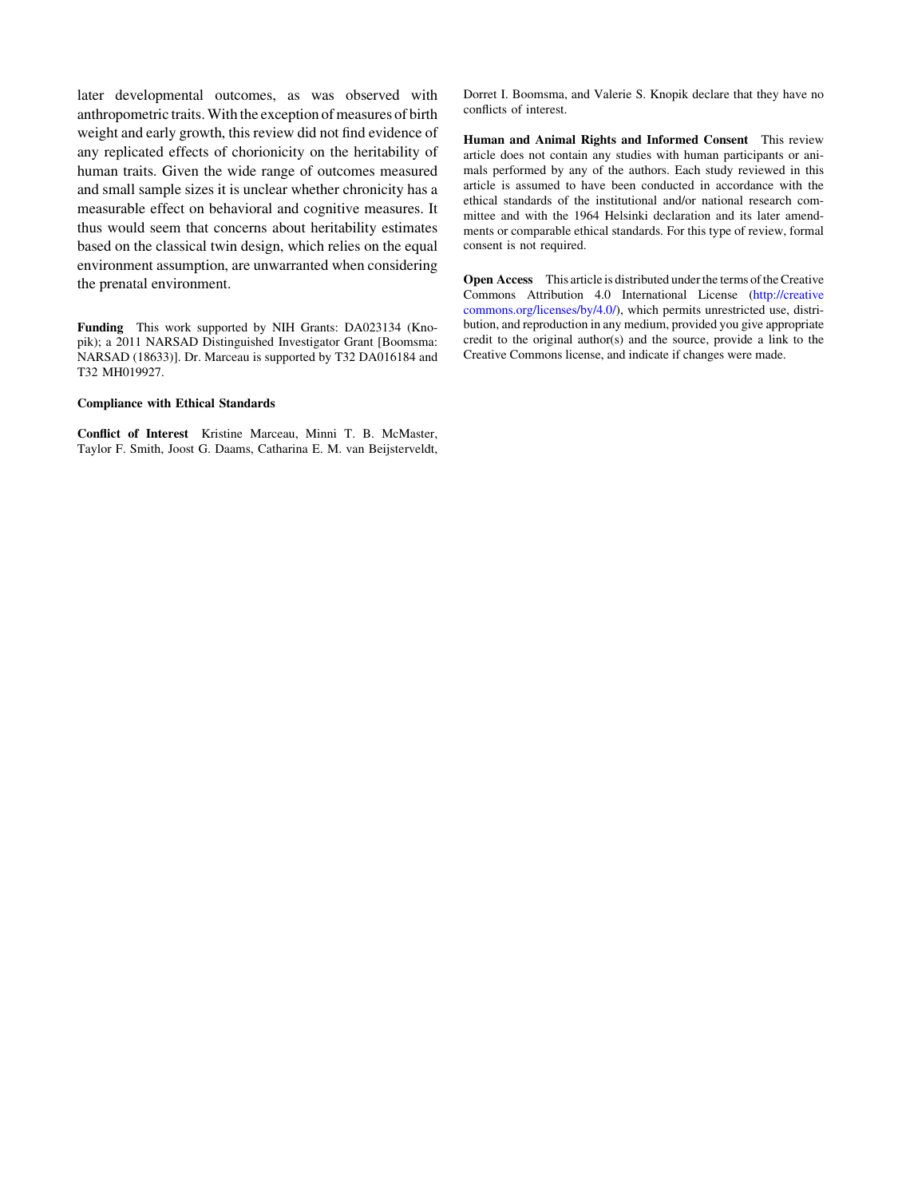later developmental outcomes, as was observed with anthropometric traits. With the exception of measures of birth weight and early growth, this review did not find evidence of any replicated effects of chorionicity on the heritability of human traits. Given the wide range of outcomes measured and small sample sizes it is unclear whether chronicity has a measurable effect on behavioral and cognitive measures. It thus would seem that concerns about heritability estimates based on the classical twin design, which relies on the equal environment assumption, are unwarranted when considering the prenatal environment.

**Funding** This work supported by NIH Grants: DA023134 (Knopik); a 2011 NARSAD Distinguished Investigator Grant [Boomsma: NARSAD (18633)]. Dr. Marceau is supported by T32 DA016184 and T32 MH019927.

**Compliance with Ethical Standards**

**Conflict of Interest** Kristine Marceau, Minni T. B. McMaster, Taylor F. Smith, Joost G. Daams, Catharina E. M. van Beijsterveldt, Dorret I. Boomsma, and Valerie S. Knopik declare that they have no conflicts of interest.

**Human and Animal Rights and Informed Consent** This review article does not contain any studies with human participants or animals performed by any of the authors. Each study reviewed in this article is assumed to have been conducted in accordance with the ethical standards of the institutional and/or national research committee and with the 1964 Helsinki declaration and its later amendments or comparable ethical standards. For this type of review, formal consent is not required.

**Open Access** This article is distributed under the terms of the Creative Commons Attribution 4.0 International License (http://creativecommons.org/licenses/by/4.0/), which permits unrestricted use, distribution, and reproduction in any medium, provided you give appropriate credit to the original author(s) and the source, provide a link to the Creative Commons license, and indicate if changes were made.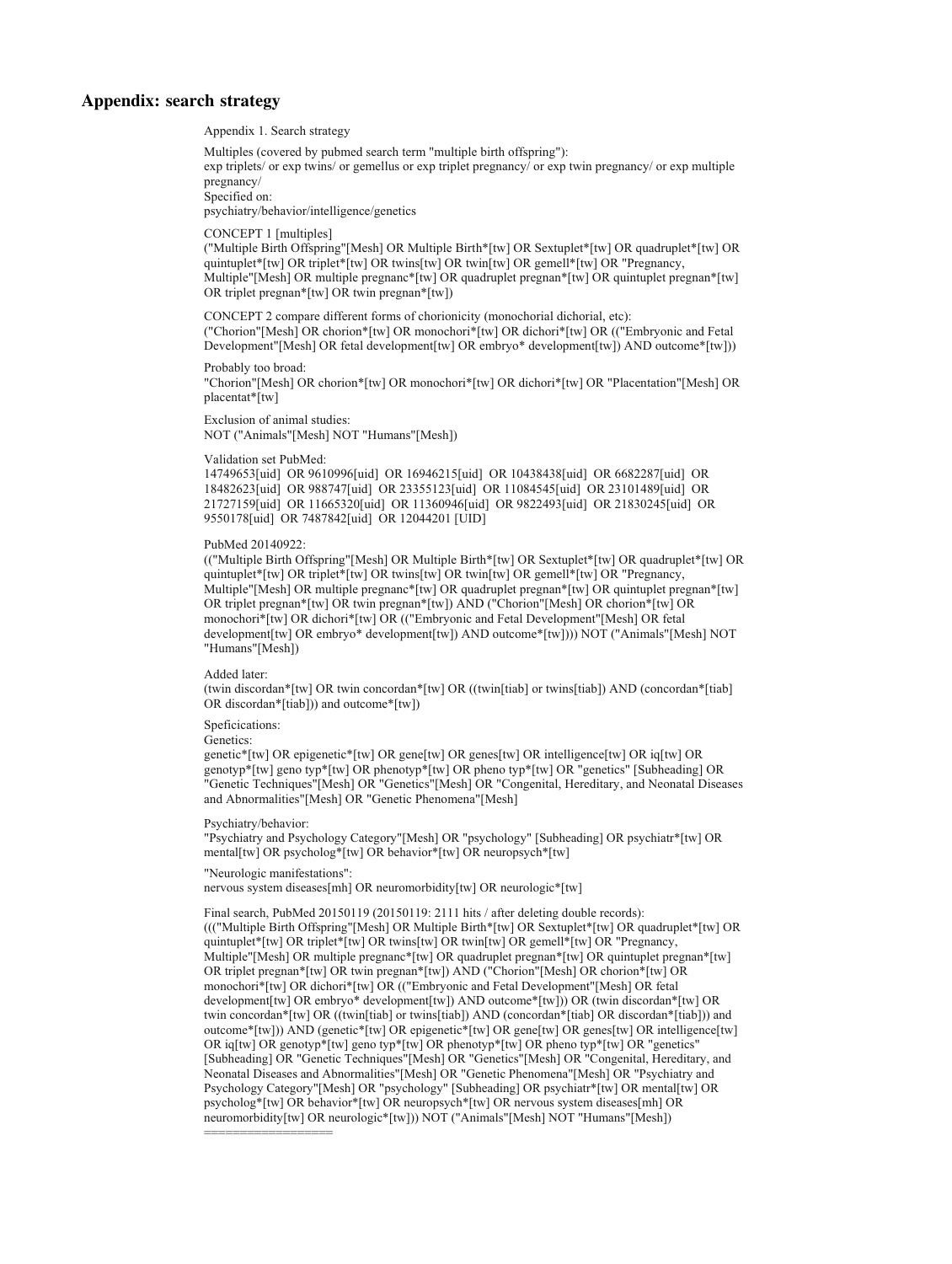## Appendix: search strategy

Appendix 1. Search strategy

Multiples (covered by pubmed search term "multiple birth offspring"):
exp triplets/ or exp twins/ or gemellus or exp triplet pregnancy/ or exp twin pregnancy/ or exp multiple pregnancy/
Specified on:
psychiatry/behavior/intelligence/genetics

CONCEPT 1 [multiples]
("Multiple Birth Offspring"[Mesh] OR Multiple Birth*[tw] OR Sextuplet*[tw] OR quadruplet*[tw] OR quintuplet*[tw] OR triplet*[tw] OR twins[tw] OR twin[tw] OR gemell*[tw] OR "Pregnancy, Multiple"[Mesh] OR multiple pregnanc*[tw] OR quadruplet pregnan*[tw] OR quintuplet pregnan*[tw] OR triplet pregnan*[tw] OR twin pregnan*[tw])

CONCEPT 2 compare different forms of chorionicity (monochorial dichorial, etc):
("Chorion"[Mesh] OR chorion*[tw] OR monochori*[tw] OR dichori*[tw] OR (("Embryonic and Fetal Development"[Mesh] OR fetal development[tw] OR embryo* development[tw]) AND outcome*[tw]))

Probably too broad:
"Chorion"[Mesh] OR chorion*[tw] OR monochori*[tw] OR dichori*[tw] OR "Placentation"[Mesh] OR placentat*[tw]

Exclusion of animal studies:
NOT ("Animals"[Mesh] NOT "Humans"[Mesh])

Validation set PubMed:
14749653[uid] OR 9610996[uid] OR 16946215[uid] OR 10438438[uid] OR 6682287[uid] OR 18482623[uid] OR 988747[uid] OR 23355123[uid] OR 11084545[uid] OR 23101489[uid] OR 21727159[uid] OR 11665320[uid] OR 11360946[uid] OR 9822493[uid] OR 21830245[uid] OR 9550178[uid] OR 7487842[uid] OR 12044201 [UID]

PubMed 20140922:
(("Multiple Birth Offspring"[Mesh] OR Multiple Birth*[tw] OR Sextuplet*[tw] OR quadruplet*[tw] OR quintuplet*[tw] OR triplet*[tw] OR twins[tw] OR twin[tw] OR gemell*[tw] OR "Pregnancy, Multiple"[Mesh] OR multiple pregnanc*[tw] OR quadruplet pregnan*[tw] OR quintuplet pregnan*[tw] OR triplet pregnan*[tw] OR twin pregnan*[tw]) AND ("Chorion"[Mesh] OR chorion*[tw] OR monochori*[tw] OR dichori*[tw] OR (("Embryonic and Fetal Development"[Mesh] OR fetal development[tw] OR embryo* development[tw]) AND outcome*[tw]))) NOT ("Animals"[Mesh] NOT "Humans"[Mesh])

Added later:
(twin discordan*[tw] OR twin concordan*[tw] OR ((twin[tiab] or twins[tiab]) AND (concordan*[tiab] OR discordan*[tiab])) and outcome*[tw])

Speficications:
Genetics:
genetic*[tw] OR epigenetic*[tw] OR gene[tw] OR genes[tw] OR intelligence[tw] OR iq[tw] OR genotyp*[tw] geno typ*[tw] OR phenotyp*[tw] OR pheno typ*[tw] OR "genetics" [Subheading] OR "Genetic Techniques"[Mesh] OR "Genetics"[Mesh] OR "Congenital, Hereditary, and Neonatal Diseases and Abnormalities"[Mesh] OR "Genetic Phenomena"[Mesh]

Psychiatry/behavior:
"Psychiatry and Psychology Category"[Mesh] OR "psychology" [Subheading] OR psychiatr*[tw] OR mental[tw] OR psycholog*[tw] OR behavior*[tw] OR neuropsych*[tw]

"Neurologic manifestations":
nervous system diseases[mh] OR neuromorbidity[tw] OR neurologic*[tw]

Final search, PubMed 20150119 (20150119: 2111 hits / after deleting double records):
((("Multiple Birth Offspring"[Mesh] OR Multiple Birth*[tw] OR Sextuplet*[tw] OR quadruplet*[tw] OR quintuplet*[tw] OR triplet*[tw] OR twins[tw] OR twin[tw] OR gemell*[tw] OR "Pregnancy, Multiple"[Mesh] OR multiple pregnanc*[tw] OR quadruplet pregnan*[tw] OR quintuplet pregnan*[tw] OR triplet pregnan*[tw] OR twin pregnan*[tw]) AND ("Chorion"[Mesh] OR chorion*[tw] OR monochori*[tw] OR dichori*[tw] OR (("Embryonic and Fetal Development"[Mesh] OR fetal development[tw] OR embryo* development[tw]) AND outcome*[tw])) OR (twin discordan*[tw] OR twin concordan*[tw] OR ((twin[tiab] or twins[tiab]) AND (concordan*[tiab] OR discordan*[tiab])) and outcome*[tw])) AND (genetic*[tw] OR epigenetic*[tw] OR gene[tw] OR genes[tw] OR intelligence[tw] OR iq[tw] OR genotyp*[tw] geno typ*[tw] OR phenotyp*[tw] OR pheno typ*[tw] OR "genetics" [Subheading] OR "Genetic Techniques"[Mesh] OR "Genetics"[Mesh] OR "Congenital, Hereditary, and Neonatal Diseases and Abnormalities"[Mesh] OR "Genetic Phenomena"[Mesh] OR "Psychiatry and Psychology Category"[Mesh] OR "psychology" [Subheading] OR psychiatr*[tw] OR mental[tw] OR psycholog*[tw] OR behavior*[tw] OR neuropsych*[tw] OR nervous system diseases[mh] OR neuromorbidity[tw] OR neurologic*[tw])) NOT ("Animals"[Mesh] NOT "Humans"[Mesh])
==================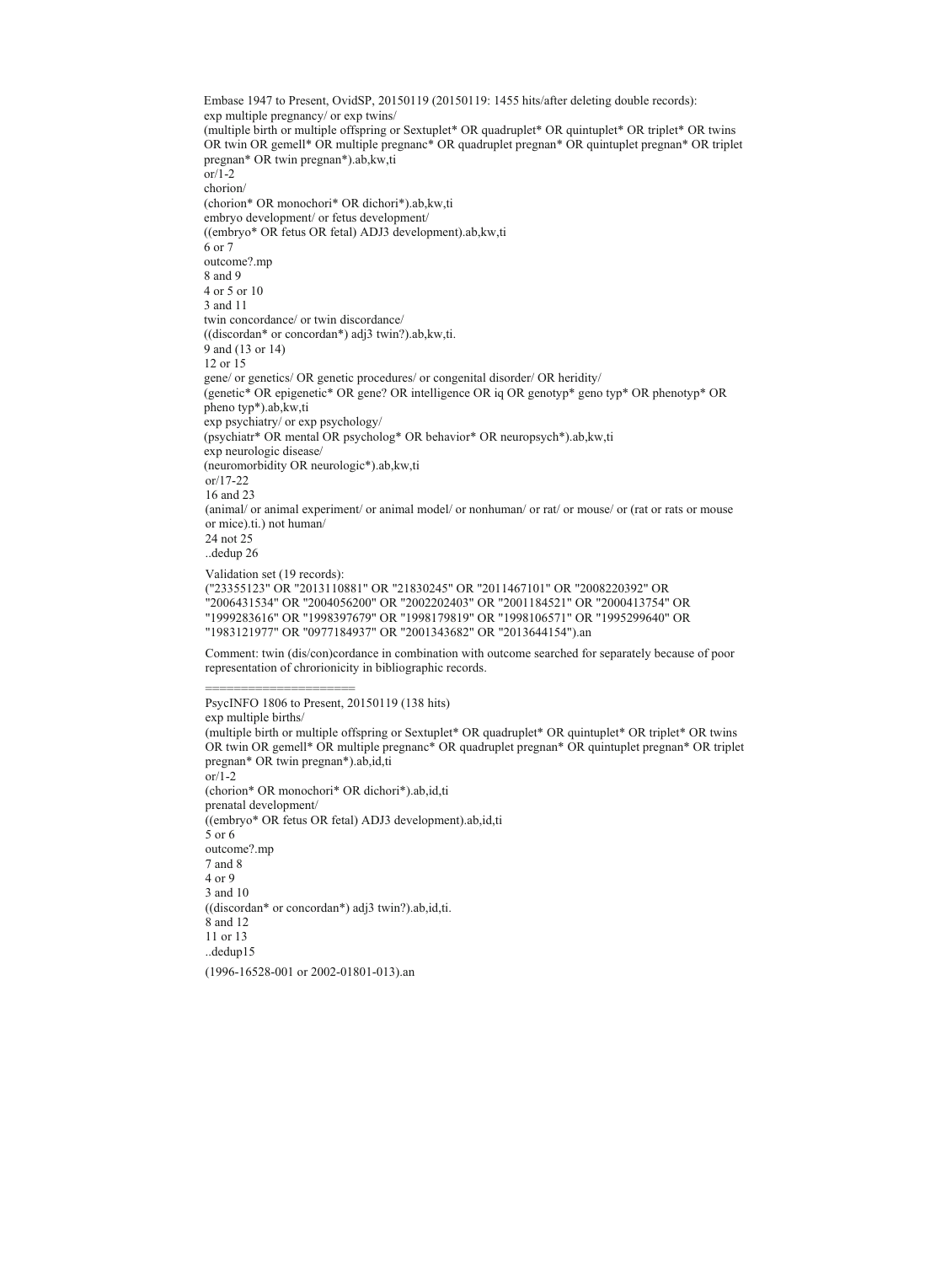Embase 1947 to Present, OvidSP, 20150119 (20150119: 1455 hits/after deleting double records):

```
exp multiple pregnancy/ or exp twins/
(multiple birth or multiple offspring or Sextuplet* OR quadruplet* OR quintuplet* OR triplet* OR twins OR twin OR gemell* OR multiple pregnanc* OR quadruplet pregnan* OR quintuplet pregnan* OR triplet pregnan* OR twin pregnan*).ab,kw,ti
or/1-2
chorion/
(chorion* OR monochori* OR dichori*).ab,kw,ti
embryo development/ or fetus development/
((embryo* OR fetus OR fetal) ADJ3 development).ab,kw,ti
6 or 7
outcome?.mp
8 and 9
4 or 5 or 10
3 and 11
twin concordance/ or twin discordance/
((discordan* or concordan*) adj3 twin?).ab,kw,ti.
9 and (13 or 14)
12 or 15
gene/ or genetics/ OR genetic procedures/ or congenital disorder/ OR heridity/
(genetic* OR epigenetic* OR gene? OR intelligence OR iq OR genotyp* geno typ* OR phenotyp* OR pheno typ*).ab,kw,ti
exp psychiatry/ or exp psychology/
(psychiatr* OR mental OR psycholog* OR behavior* OR neuropsych*).ab,kw,ti
exp neurologic disease/
(neuromorbidity OR neurologic*).ab,kw,ti
or/17-22
16 and 23
(animal/ or animal experiment/ or animal model/ or nonhuman/ or rat/ or mouse/ or (rat or rats or mouse or mice).ti.) not human/
24 not 25
..dedup 26
```

Validation set (19 records):

```
("23355123" OR "2013110881" OR "21830245" OR "2011467101" OR "2008220392" OR "2006431534" OR "2004056200" OR "2002202403" OR "2001184521" OR "2000413754" OR "1999283616" OR "1998397679" OR "1998179819" OR "1998106571" OR "1995299640" OR "1983121977" OR "0977184937" OR "2001343682" OR "2013644154").an
```

Comment: twin (dis/con)cordance in combination with outcome searched for separately because of poor representation of chrorionicity in bibliographic records.

=====================

PsycINFO 1806 to Present, 20150119 (138 hits)

```
exp multiple births/
(multiple birth or multiple offspring or Sextuplet* OR quadruplet* OR quintuplet* OR triplet* OR twins OR twin OR gemell* OR multiple pregnanc* OR quadruplet pregnan* OR quintuplet pregnan* OR triplet pregnan* OR twin pregnan*).ab,id,ti
or/1-2
(chorion* OR monochori* OR dichori*).ab,id,ti
prenatal development/
((embryo* OR fetus OR fetal) ADJ3 development).ab,id,ti
5 or 6
outcome?.mp
7 and 8
4 or 9
3 and 10
((discordan* or concordan*) adj3 twin?).ab,id,ti.
8 and 12
11 or 13
..dedup15
```

```
(1996-16528-001 or 2002-01801-013).an
```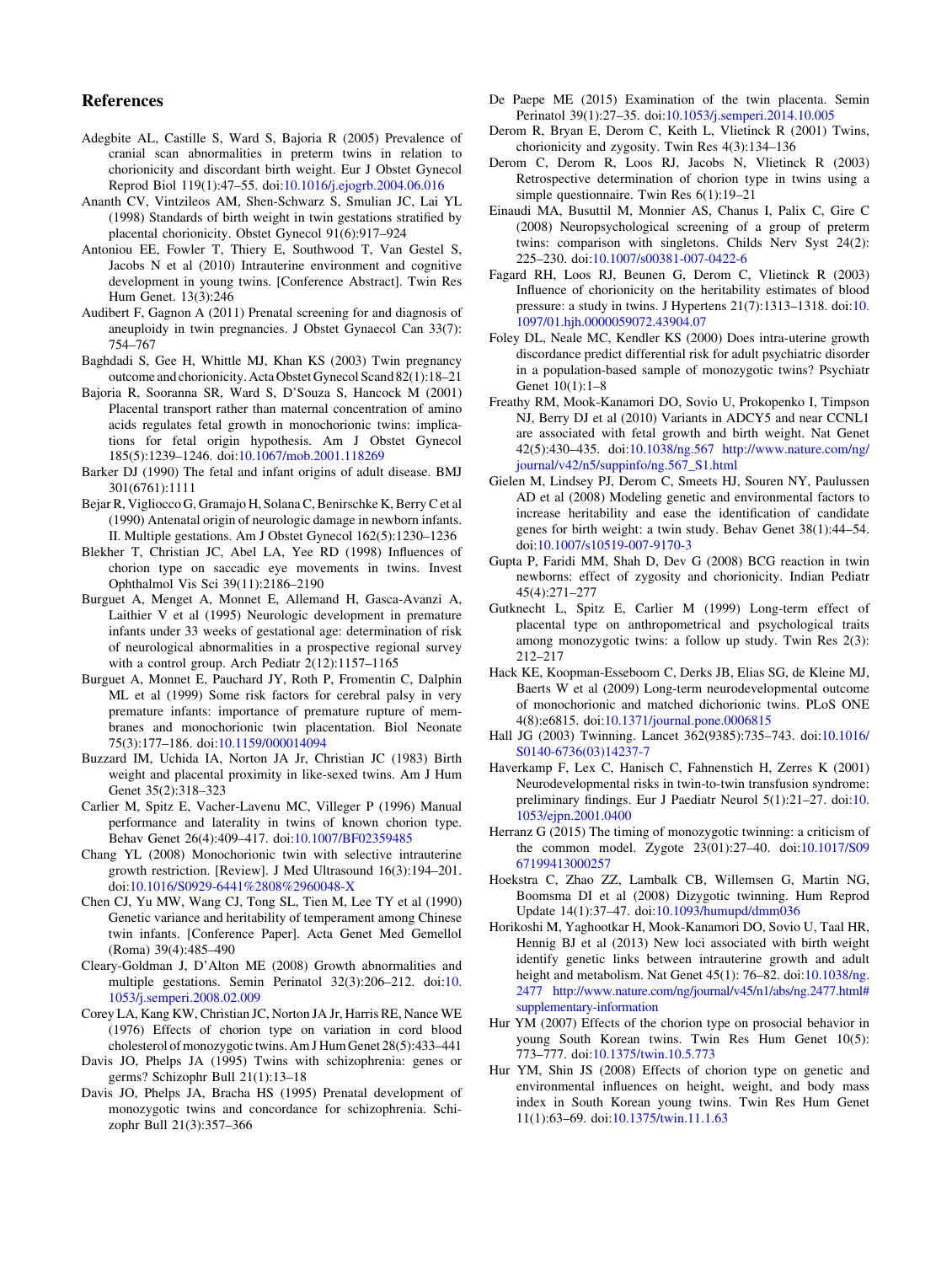## References

Adegbite AL, Castille S, Ward S, Bajoria R (2005) Prevalence of cranial scan abnormalities in preterm twins in relation to chorionicity and discordant birth weight. Eur J Obstet Gynecol Reprod Biol 119(1):47–55. doi:10.1016/j.ejogrb.2004.06.016

Ananth CV, Vintzileos AM, Shen-Schwarz S, Smulian JC, Lai YL (1998) Standards of birth weight in twin gestations stratified by placental chorionicity. Obstet Gynecol 91(6):917–924

Antoniou EE, Fowler T, Thiery E, Southwood T, Van Gestel S, Jacobs N et al (2010) Intrauterine environment and cognitive development in young twins. [Conference Abstract]. Twin Res Hum Genet. 13(3):246

Audibert F, Gagnon A (2011) Prenatal screening for and diagnosis of aneuploidy in twin pregnancies. J Obstet Gynaecol Can 33(7): 754–767

Baghdadi S, Gee H, Whittle MJ, Khan KS (2003) Twin pregnancy outcome and chorionicity. Acta Obstet Gynecol Scand 82(1):18–21

Bajoria R, Sooranna SR, Ward S, D'Souza S, Hancock M (2001) Placental transport rather than maternal concentration of amino acids regulates fetal growth in monochorionic twins: implications for fetal origin hypothesis. Am J Obstet Gynecol 185(5):1239–1246. doi:10.1067/mob.2001.118269

Barker DJ (1990) The fetal and infant origins of adult disease. BMJ 301(6761):1111

Bejar R, Vigliocco G, Gramajo H, Solana C, Benirschke K, Berry C et al (1990) Antenatal origin of neurologic damage in newborn infants. II. Multiple gestations. Am J Obstet Gynecol 162(5):1230–1236

Blekher T, Christian JC, Abel LA, Yee RD (1998) Influences of chorion type on saccadic eye movements in twins. Invest Ophthalmol Vis Sci 39(11):2186–2190

Burguet A, Menget A, Monnet E, Allemand H, Gasca-Avanzi A, Laithier V et al (1995) Neurologic development in premature infants under 33 weeks of gestational age: determination of risk of neurological abnormalities in a prospective regional survey with a control group. Arch Pediatr 2(12):1157–1165

Burguet A, Monnet E, Pauchard JY, Roth P, Fromentin C, Dalphin ML et al (1999) Some risk factors for cerebral palsy in very premature infants: importance of premature rupture of membranes and monochorionic twin placentation. Biol Neonate 75(3):177–186. doi:10.1159/000014094

Buzzard IM, Uchida IA, Norton JA Jr, Christian JC (1983) Birth weight and placental proximity in like-sexed twins. Am J Hum Genet 35(2):318–323

Carlier M, Spitz E, Vacher-Lavenu MC, Villeger P (1996) Manual performance and laterality in twins of known chorion type. Behav Genet 26(4):409–417. doi:10.1007/BF02359485

Chang YL (2008) Monochorionic twin with selective intrauterine growth restriction. [Review]. J Med Ultrasound 16(3):194–201. doi:10.1016/S0929-6441%2808%2960048-X

Chen CJ, Yu MW, Wang CJ, Tong SL, Tien M, Lee TY et al (1990) Genetic variance and heritability of temperament among Chinese twin infants. [Conference Paper]. Acta Genet Med Gemellol (Roma) 39(4):485–490

Cleary-Goldman J, D'Alton ME (2008) Growth abnormalities and multiple gestations. Semin Perinatol 32(3):206–212. doi:10.1053/j.semperi.2008.02.009

Corey LA, Kang KW, Christian JC, Norton JA Jr, Harris RE, Nance WE (1976) Effects of chorion type on variation in cord blood cholesterol of monozygotic twins. Am J Hum Genet 28(5):433–441

Davis JO, Phelps JA (1995) Twins with schizophrenia: genes or germs? Schizophr Bull 21(1):13–18

Davis JO, Phelps JA, Bracha HS (1995) Prenatal development of monozygotic twins and concordance for schizophrenia. Schizophr Bull 21(3):357–366

De Paepe ME (2015) Examination of the twin placenta. Semin Perinatol 39(1):27–35. doi:10.1053/j.semperi.2014.10.005

Derom R, Bryan E, Derom C, Keith L, Vlietinck R (2001) Twins, chorionicity and zygosity. Twin Res 4(3):134–136

Derom C, Derom R, Loos RJ, Jacobs N, Vlietinck R (2003) Retrospective determination of chorion type in twins using a simple questionnaire. Twin Res 6(1):19–21

Einaudi MA, Busuttil M, Monnier AS, Chanus I, Palix C, Gire C (2008) Neuropsychological screening of a group of preterm twins: comparison with singletons. Childs Nerv Syst 24(2): 225–230. doi:10.1007/s00381-007-0422-6

Fagard RH, Loos RJ, Beunen G, Derom C, Vlietinck R (2003) Influence of chorionicity on the heritability estimates of blood pressure: a study in twins. J Hypertens 21(7):1313–1318. doi:10.1097/01.hjh.0000059072.43904.07

Foley DL, Neale MC, Kendler KS (2000) Does intra-uterine growth discordance predict differential risk for adult psychiatric disorder in a population-based sample of monozygotic twins? Psychiatr Genet 10(1):1–8

Freathy RM, Mook-Kanamori DO, Sovio U, Prokopenko I, Timpson NJ, Berry DJ et al (2010) Variants in ADCY5 and near CCNL1 are associated with fetal growth and birth weight. Nat Genet 42(5):430–435. doi:10.1038/ng.567 http://www.nature.com/ng/journal/v42/n5/suppinfo/ng.567_S1.html

Gielen M, Lindsey PJ, Derom C, Smeets HJ, Souren NY, Paulussen AD et al (2008) Modeling genetic and environmental factors to increase heritability and ease the identification of candidate genes for birth weight: a twin study. Behav Genet 38(1):44–54. doi:10.1007/s10519-007-9170-3

Gupta P, Faridi MM, Shah D, Dev G (2008) BCG reaction in twin newborns: effect of zygosity and chorionicity. Indian Pediatr 45(4):271–277

Gutknecht L, Spitz E, Carlier M (1999) Long-term effect of placental type on anthropometrical and psychological traits among monozygotic twins: a follow up study. Twin Res 2(3): 212–217

Hack KE, Koopman-Esseboom C, Derks JB, Elias SG, de Kleine MJ, Baerts W et al (2009) Long-term neurodevelopmental outcome of monochorionic and matched dichorionic twins. PLoS ONE 4(8):e6815. doi:10.1371/journal.pone.0006815

Hall JG (2003) Twinning. Lancet 362(9385):735–743. doi:10.1016/S0140-6736(03)14237-7

Haverkamp F, Lex C, Hanisch C, Fahnenstich H, Zerres K (2001) Neurodevelopmental risks in twin-to-twin transfusion syndrome: preliminary findings. Eur J Paediatr Neurol 5(1):21–27. doi:10.1053/ejpn.2001.0400

Herranz G (2015) The timing of monozygotic twinning: a criticism of the common model. Zygote 23(01):27–40. doi:10.1017/S0967199413000257

Hoekstra C, Zhao ZZ, Lambalk CB, Willemsen G, Martin NG, Boomsma DI et al (2008) Dizygotic twinning. Hum Reprod Update 14(1):37–47. doi:10.1093/humupd/dmm036

Horikoshi M, Yaghootkar H, Mook-Kanamori DO, Sovio U, Taal HR, Hennig BJ et al (2013) New loci associated with birth weight identify genetic links between intrauterine growth and adult height and metabolism. Nat Genet 45(1): 76–82. doi:10.1038/ng.2477 http://www.nature.com/ng/journal/v45/n1/abs/ng.2477.html#supplementary-information

Hur YM (2007) Effects of the chorion type on prosocial behavior in young South Korean twins. Twin Res Hum Genet 10(5): 773–777. doi:10.1375/twin.10.5.773

Hur YM, Shin JS (2008) Effects of chorion type on genetic and environmental influences on height, weight, and body mass index in South Korean young twins. Twin Res Hum Genet 11(1):63–69. doi:10.1375/twin.11.1.63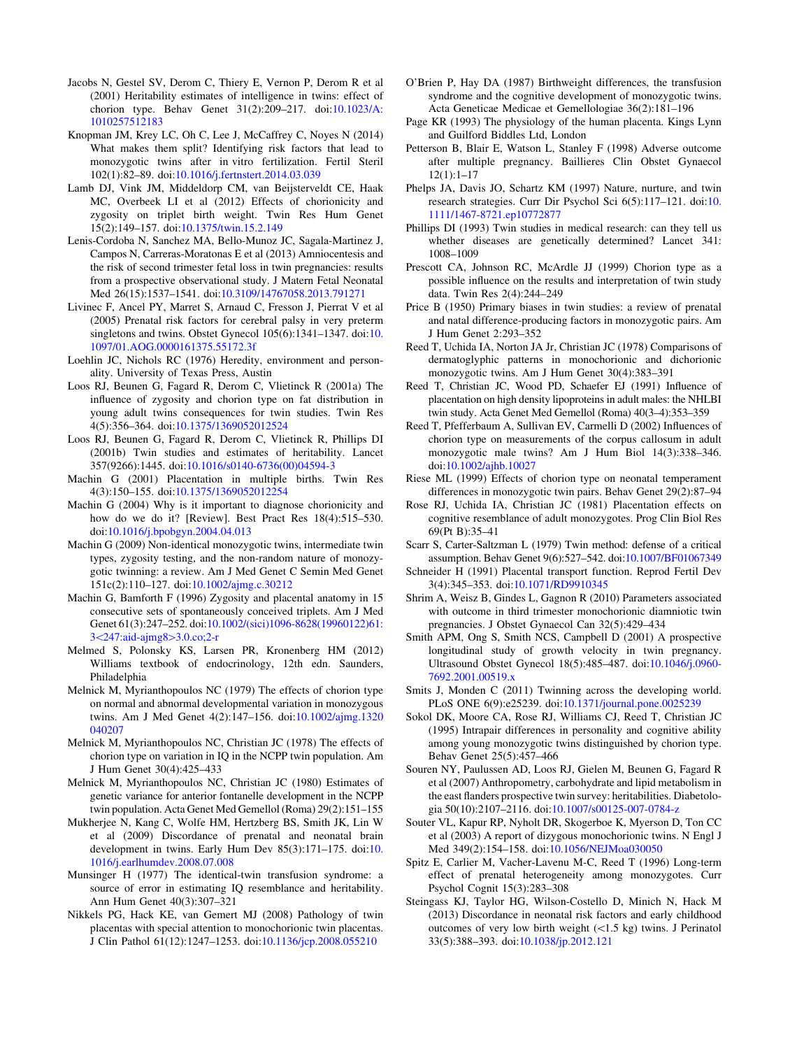Jacobs N, Gestel SV, Derom C, Thiery E, Vernon P, Derom R et al (2001) Heritability estimates of intelligence in twins: effect of chorion type. Behav Genet 31(2):209–217. doi:10.1023/A:1010257512183

Knopman JM, Krey LC, Oh C, Lee J, McCaffrey C, Noyes N (2014) What makes them split? Identifying risk factors that lead to monozygotic twins after in vitro fertilization. Fertil Steril 102(1):82–89. doi:10.1016/j.fertnstert.2014.03.039

Lamb DJ, Vink JM, Middeldorp CM, van Beijsterveldt CE, Haak MC, Overbeek LI et al (2012) Effects of chorionicity and zygosity on triplet birth weight. Twin Res Hum Genet 15(2):149–157. doi:10.1375/twin.15.2.149

Lenis-Cordoba N, Sanchez MA, Bello-Munoz JC, Sagala-Martinez J, Campos N, Carreras-Moratonas E et al (2013) Amniocentesis and the risk of second trimester fetal loss in twin pregnancies: results from a prospective observational study. J Matern Fetal Neonatal Med 26(15):1537–1541. doi:10.3109/14767058.2013.791271

Livinec F, Ancel PY, Marret S, Arnaud C, Fresson J, Pierrat V et al (2005) Prenatal risk factors for cerebral palsy in very preterm singletons and twins. Obstet Gynecol 105(6):1341–1347. doi:10.1097/01.AOG.0000161375.55172.3f

Loehlin JC, Nichols RC (1976) Heredity, environment and personality. University of Texas Press, Austin

Loos RJ, Beunen G, Fagard R, Derom C, Vlietinck R (2001a) The influence of zygosity and chorion type on fat distribution in young adult twins consequences for twin studies. Twin Res 4(5):356–364. doi:10.1375/1369052012524

Loos RJ, Beunen G, Fagard R, Derom C, Vlietinck R, Phillips DI (2001b) Twin studies and estimates of heritability. Lancet 357(9266):1445. doi:10.1016/s0140-6736(00)04594-3

Machin G (2001) Placentation in multiple births. Twin Res 4(3):150–155. doi:10.1375/1369052012254

Machin G (2004) Why is it important to diagnose chorionicity and how do we do it? [Review]. Best Pract Res 18(4):515–530. doi:10.1016/j.bpobgyn.2004.04.013

Machin G (2009) Non-identical monozygotic twins, intermediate twin types, zygosity testing, and the non-random nature of monozygotic twinning: a review. Am J Med Genet C Semin Med Genet 151c(2):110–127. doi:10.1002/ajmg.c.30212

Machin G, Bamforth F (1996) Zygosity and placental anatomy in 15 consecutive sets of spontaneously conceived triplets. Am J Med Genet 61(3):247–252. doi:10.1002/(sici)1096-8628(19960122)61:3<247:aid-ajmg8>3.0.co;2-r

Melmed S, Polonsky KS, Larsen PR, Kronenberg HM (2012) Williams textbook of endocrinology, 12th edn. Saunders, Philadelphia

Melnick M, Myrianthopoulos NC (1979) The effects of chorion type on normal and abnormal developmental variation in monozygous twins. Am J Med Genet 4(2):147–156. doi:10.1002/ajmg.1320040207

Melnick M, Myrianthopoulos NC, Christian JC (1978) The effects of chorion type on variation in IQ in the NCPP twin population. Am J Hum Genet 30(4):425–433

Melnick M, Myrianthopoulos NC, Christian JC (1980) Estimates of genetic variance for anterior fontanelle development in the NCPP twin population. Acta Genet Med Gemellol (Roma) 29(2):151–155

Mukherjee N, Kang C, Wolfe HM, Hertzberg BS, Smith JK, Lin W et al (2009) Discordance of prenatal and neonatal brain development in twins. Early Hum Dev 85(3):171–175. doi:10.1016/j.earlhumdev.2008.07.008

Munsinger H (1977) The identical-twin transfusion syndrome: a source of error in estimating IQ resemblance and heritability. Ann Hum Genet 40(3):307–321

Nikkels PG, Hack KE, van Gemert MJ (2008) Pathology of twin placentas with special attention to monochorionic twin placentas. J Clin Pathol 61(12):1247–1253. doi:10.1136/jcp.2008.055210

O'Brien P, Hay DA (1987) Birthweight differences, the transfusion syndrome and the cognitive development of monozygotic twins. Acta Geneticae Medicae et Gemellologiae 36(2):181–196

Page KR (1993) The physiology of the human placenta. Kings Lynn and Guilford Biddles Ltd, London

Petterson B, Blair E, Watson L, Stanley F (1998) Adverse outcome after multiple pregnancy. Baillieres Clin Obstet Gynaecol 12(1):1–17

Phelps JA, Davis JO, Schartz KM (1997) Nature, nurture, and twin research strategies. Curr Dir Psychol Sci 6(5):117–121. doi:10.1111/1467-8721.ep10772877

Phillips DI (1993) Twin studies in medical research: can they tell us whether diseases are genetically determined? Lancet 341:1008–1009

Prescott CA, Johnson RC, McArdle JJ (1999) Chorion type as a possible influence on the results and interpretation of twin study data. Twin Res 2(4):244–249

Price B (1950) Primary biases in twin studies: a review of prenatal and natal difference-producing factors in monozygotic pairs. Am J Hum Genet 2:293–352

Reed T, Uchida IA, Norton JA Jr, Christian JC (1978) Comparisons of dermatoglyphic patterns in monochorionic and dichorionic monozygotic twins. Am J Hum Genet 30(4):383–391

Reed T, Christian JC, Wood PD, Schaefer EJ (1991) Influence of placentation on high density lipoproteins in adult males: the NHLBI twin study. Acta Genet Med Gemellol (Roma) 40(3–4):353–359

Reed T, Pfefferbaum A, Sullivan EV, Carmelli D (2002) Influences of chorion type on measurements of the corpus callosum in adult monozygotic male twins? Am J Hum Biol 14(3):338–346. doi:10.1002/ajhb.10027

Riese ML (1999) Effects of chorion type on neonatal temperament differences in monozygotic twin pairs. Behav Genet 29(2):87–94

Rose RJ, Uchida IA, Christian JC (1981) Placentation effects on cognitive resemblance of adult monozygotes. Prog Clin Biol Res 69(Pt B):35–41

Scarr S, Carter-Saltzman L (1979) Twin method: defense of a critical assumption. Behav Genet 9(6):527–542. doi:10.1007/BF01067349

Schneider H (1991) Placental transport function. Reprod Fertil Dev 3(4):345–353. doi:10.1071/RD9910345

Shrim A, Weisz B, Gindes L, Gagnon R (2010) Parameters associated with outcome in third trimester monochorionic diamniotic twin pregnancies. J Obstet Gynaecol Can 32(5):429–434

Smith APM, Ong S, Smith NCS, Campbell D (2001) A prospective longitudinal study of growth velocity in twin pregnancy. Ultrasound Obstet Gynecol 18(5):485–487. doi:10.1046/j.0960-7692.2001.00519.x

Smits J, Monden C (2011) Twinning across the developing world. PLoS ONE 6(9):e25239. doi:10.1371/journal.pone.0025239

Sokol DK, Moore CA, Rose RJ, Williams CJ, Reed T, Christian JC (1995) Intrapair differences in personality and cognitive ability among young monozygotic twins distinguished by chorion type. Behav Genet 25(5):457–466

Souren NY, Paulussen AD, Loos RJ, Gielen M, Beunen G, Fagard R et al (2007) Anthropometry, carbohydrate and lipid metabolism in the east flanders prospective twin survey: heritabilities. Diabetologia 50(10):2107–2116. doi:10.1007/s00125-007-0784-z

Souter VL, Kapur RP, Nyholt DR, Skogerboe K, Myerson D, Ton CC et al (2003) A report of dizygous monochorionic twins. N Engl J Med 349(2):154–158. doi:10.1056/NEJMoa030050

Spitz E, Carlier M, Vacher-Lavenu M-C, Reed T (1996) Long-term effect of prenatal heterogeneity among monozygotes. Curr Psychol Cognit 15(3):283–308

Steingass KJ, Taylor HG, Wilson-Costello D, Minich N, Hack M (2013) Discordance in neonatal risk factors and early childhood outcomes of very low birth weight (<1.5 kg) twins. J Perinatol 33(5):388–393. doi:10.1038/jp.2012.121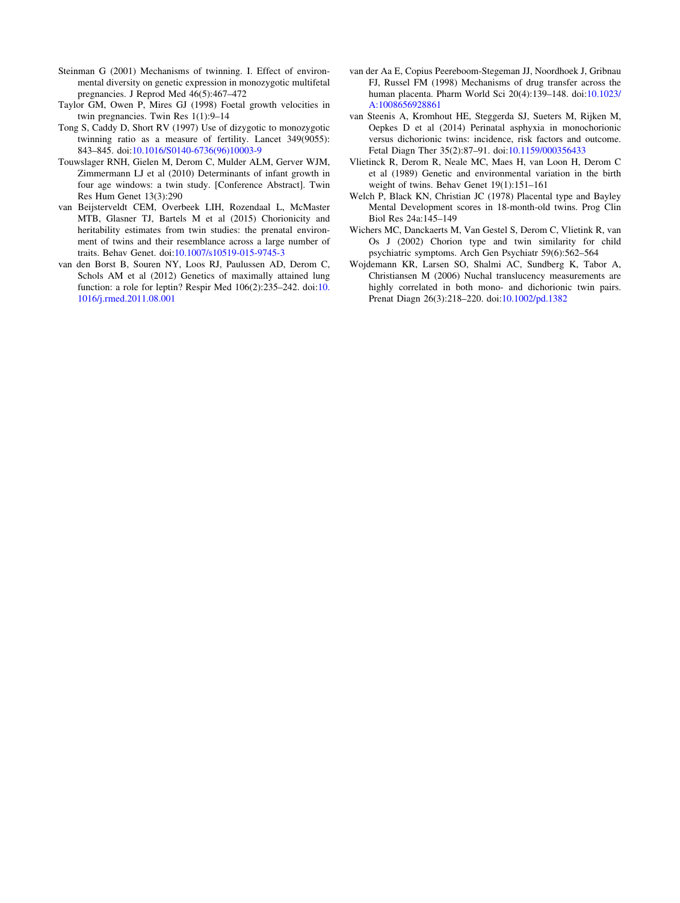Steinman G (2001) Mechanisms of twinning. I. Effect of environmental diversity on genetic expression in monozygotic multifetal pregnancies. J Reprod Med 46(5):467–472

Taylor GM, Owen P, Mires GJ (1998) Foetal growth velocities in twin pregnancies. Twin Res 1(1):9–14

Tong S, Caddy D, Short RV (1997) Use of dizygotic to monozygotic twinning ratio as a measure of fertility. Lancet 349(9055): 843–845. doi:10.1016/S0140-6736(96)10003-9

Touwslager RNH, Gielen M, Derom C, Mulder ALM, Gerver WJM, Zimmermann LJ et al (2010) Determinants of infant growth in four age windows: a twin study. [Conference Abstract]. Twin Res Hum Genet 13(3):290

van Beijsterveldt CEM, Overbeek LIH, Rozendaal L, McMaster MTB, Glasner TJ, Bartels M et al (2015) Chorionicity and heritability estimates from twin studies: the prenatal environment of twins and their resemblance across a large number of traits. Behav Genet. doi:10.1007/s10519-015-9745-3

van den Borst B, Souren NY, Loos RJ, Paulussen AD, Derom C, Schols AM et al (2012) Genetics of maximally attained lung function: a role for leptin? Respir Med 106(2):235–242. doi:10.1016/j.rmed.2011.08.001

van der Aa E, Copius Peereboom-Stegeman JJ, Noordhoek J, Gribnau FJ, Russel FM (1998) Mechanisms of drug transfer across the human placenta. Pharm World Sci 20(4):139–148. doi:10.1023/A:1008656928861

van Steenis A, Kromhout HE, Steggerda SJ, Sueters M, Rijken M, Oepkes D et al (2014) Perinatal asphyxia in monochorionic versus dichorionic twins: incidence, risk factors and outcome. Fetal Diagn Ther 35(2):87–91. doi:10.1159/000356433

Vlietinck R, Derom R, Neale MC, Maes H, van Loon H, Derom C et al (1989) Genetic and environmental variation in the birth weight of twins. Behav Genet 19(1):151–161

Welch P, Black KN, Christian JC (1978) Placental type and Bayley Mental Development scores in 18-month-old twins. Prog Clin Biol Res 24a:145–149

Wichers MC, Danckaerts M, Van Gestel S, Derom C, Vlietink R, van Os J (2002) Chorion type and twin similarity for child psychiatric symptoms. Arch Gen Psychiatr 59(6):562–564

Wojdemann KR, Larsen SO, Shalmi AC, Sundberg K, Tabor A, Christiansen M (2006) Nuchal translucency measurements are highly correlated in both mono- and dichorionic twin pairs. Prenat Diagn 26(3):218–220. doi:10.1002/pd.1382